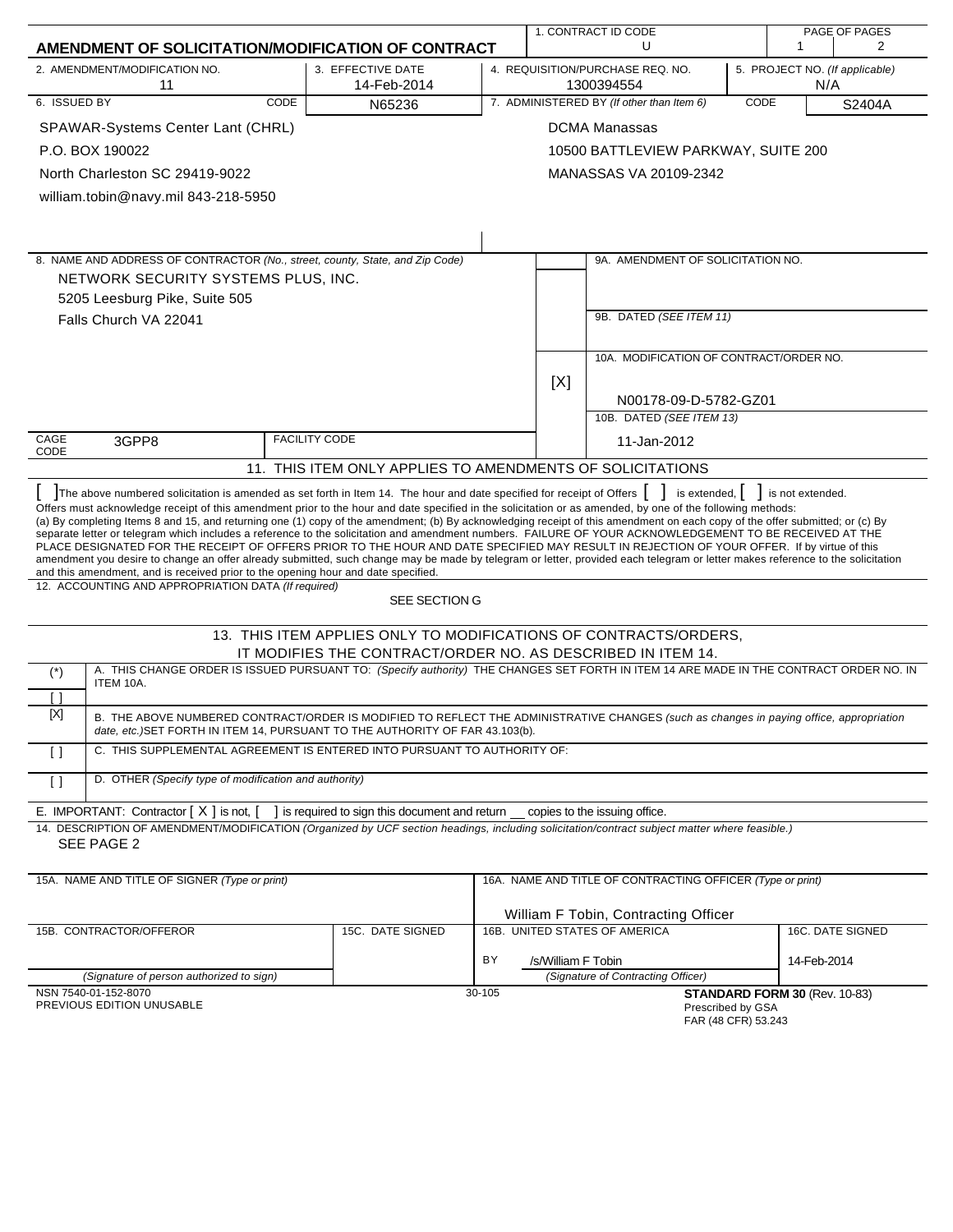# AMENDMENT OF SOLICITATION/MODIFICATION OF CONTRACT

| 1. CONTRACT ID CODE | PAGE OF PAGES |
|---|---|
| U | 1 / 2 |

| 2. AMENDMENT/MODIFICATION NO. | 3. EFFECTIVE DATE | 4. REQUISITION/PURCHASE REQ. NO. | 5. PROJECT NO. *(If applicable)* |
|---|---|---|---|
| 11 | 14-Feb-2014 | 1300394554 | N/A |

**6. ISSUED BY** CODE N65236

SPAWAR-Systems Center Lant (CHRL)
P.O. BOX 190022
North Charleston SC 29419-9022
william.tobin@navy.mil 843-218-5950

**7. ADMINISTERED BY** *(If other than Item 6)* CODE S2404A

DCMA Manassas
10500 BATTLEVIEW PARKWAY, SUITE 200
MANASSAS VA 20109-2342

**8. NAME AND ADDRESS OF CONTRACTOR** *(No., street, county, State, and Zip Code)*

NETWORK SECURITY SYSTEMS PLUS, INC.
5205 Leesburg Pike, Suite 505
Falls Church VA 22041

CAGE CODE 3GPP8 FACILITY CODE

9A. AMENDMENT OF SOLICITATION NO.

9B. DATED *(SEE ITEM 11)*

[X] 10A. MODIFICATION OF CONTRACT/ORDER NO.
N00178-09-D-5782-GZ01

10B. DATED *(SEE ITEM 13)*
11-Jan-2012

## 11. THIS ITEM ONLY APPLIES TO AMENDMENTS OF SOLICITATIONS

[ ] The above numbered solicitation is amended as set forth in Item 14. The hour and date specified for receipt of Offers [ ] is extended, [ ] is not extended.
Offers must acknowledge receipt of this amendment prior to the hour and date specified in the solicitation or as amended, by one of the following methods:
(a) By completing Items 8 and 15, and returning one (1) copy of the amendment; (b) By acknowledging receipt of this amendment on each copy of the offer submitted; or (c) By separate letter or telegram which includes a reference to the solicitation and amendment numbers. FAILURE OF YOUR ACKNOWLEDGEMENT TO BE RECEIVED AT THE PLACE DESIGNATED FOR THE RECEIPT OF OFFERS PRIOR TO THE HOUR AND DATE SPECIFIED MAY RESULT IN REJECTION OF YOUR OFFER. If by virtue of this amendment you desire to change an offer already submitted, such change may be made by telegram or letter, provided each telegram or letter makes reference to the solicitation and this amendment, and is received prior to the opening hour and date specified.

**12. ACCOUNTING AND APPROPRIATION DATA** *(If required)*
SEE SECTION G

## 13. THIS ITEM APPLIES ONLY TO MODIFICATIONS OF CONTRACTS/ORDERS, IT MODIFIES THE CONTRACT/ORDER NO. AS DESCRIBED IN ITEM 14.

(*) [ ] A. THIS CHANGE ORDER IS ISSUED PURSUANT TO: *(Specify authority)* THE CHANGES SET FORTH IN ITEM 14 ARE MADE IN THE CONTRACT ORDER NO. IN ITEM 10A.

[X] B. THE ABOVE NUMBERED CONTRACT/ORDER IS MODIFIED TO REFLECT THE ADMINISTRATIVE CHANGES *(such as changes in paying office, appropriation date, etc.)* SET FORTH IN ITEM 14, PURSUANT TO THE AUTHORITY OF FAR 43.103(b).

[ ] C. THIS SUPPLEMENTAL AGREEMENT IS ENTERED INTO PURSUANT TO AUTHORITY OF:

[ ] D. OTHER *(Specify type of modification and authority)*

E. IMPORTANT: Contractor [ X ] is not, [ ] is required to sign this document and return __ copies to the issuing office.

**14. DESCRIPTION OF AMENDMENT/MODIFICATION** *(Organized by UCF section headings, including solicitation/contract subject matter where feasible.)*
SEE PAGE 2

| 15A. NAME AND TITLE OF SIGNER *(Type or print)* | | 16A. NAME AND TITLE OF CONTRACTING OFFICER *(Type or print)* | |
|---|---|---|---|
| | | William F Tobin, Contracting Officer | |
| 15B. CONTRACTOR/OFFEROR | 15C. DATE SIGNED | 16B. UNITED STATES OF AMERICA | 16C. DATE SIGNED |
| | | BY /s/William F Tobin | 14-Feb-2014 |
| *(Signature of person authorized to sign)* | | *(Signature of Contracting Officer)* | |

NSN 7540-01-152-8070
PREVIOUS EDITION UNUSABLE
30-105
**STANDARD FORM 30** (Rev. 10-83)
Prescribed by GSA
FAR (48 CFR) 53.243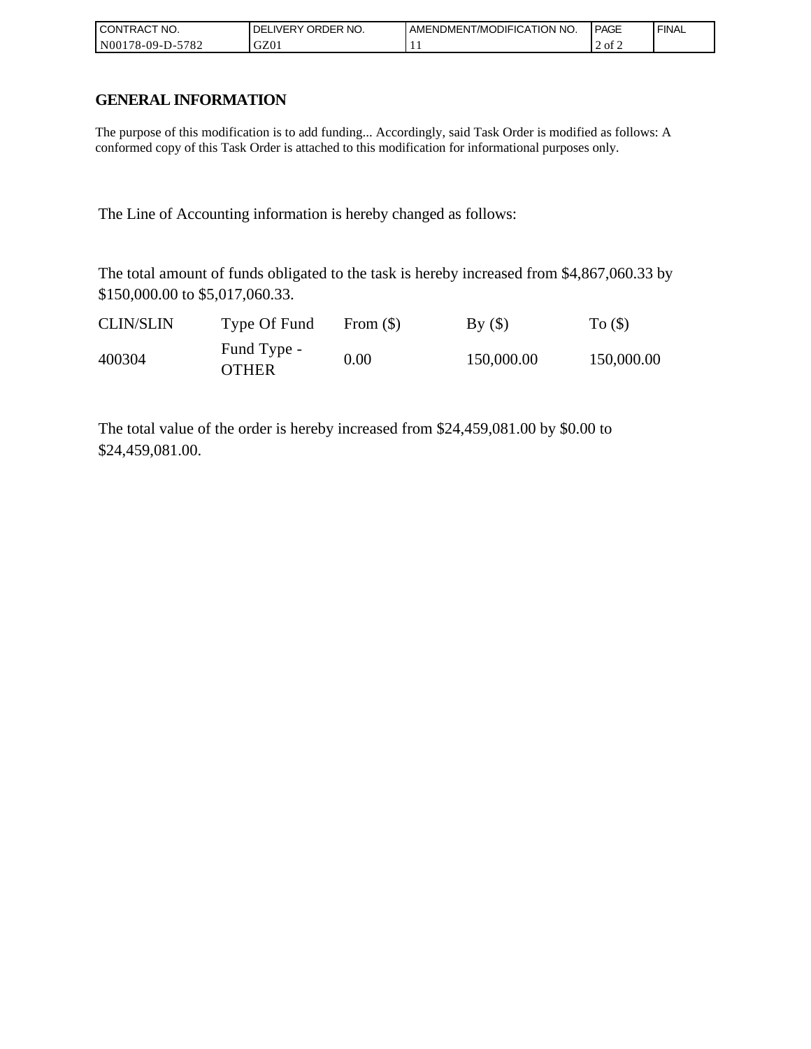| CONTRACT NO. | DELIVERY ORDER NO. | AMENDMENT/MODIFICATION NO. | PAGE | FINAL |
| --- | --- | --- | --- | --- |
| N00178-09-D-5782 | GZ01 | 11 | 2 of 2 | |

## GENERAL INFORMATION

The purpose of this modification is to add funding... Accordingly, said Task Order is modified as follows: A conformed copy of this Task Order is attached to this modification for informational purposes only.

The Line of Accounting information is hereby changed as follows:

The total amount of funds obligated to the task is hereby increased from $4,867,060.33 by $150,000.00 to $5,017,060.33.

| CLIN/SLIN | Type Of Fund | From ($) | By ($) | To ($) |
| --- | --- | --- | --- | --- |
| 400304 | Fund Type - OTHER | 0.00 | 150,000.00 | 150,000.00 |

The total value of the order is hereby increased from $24,459,081.00 by $0.00 to $24,459,081.00.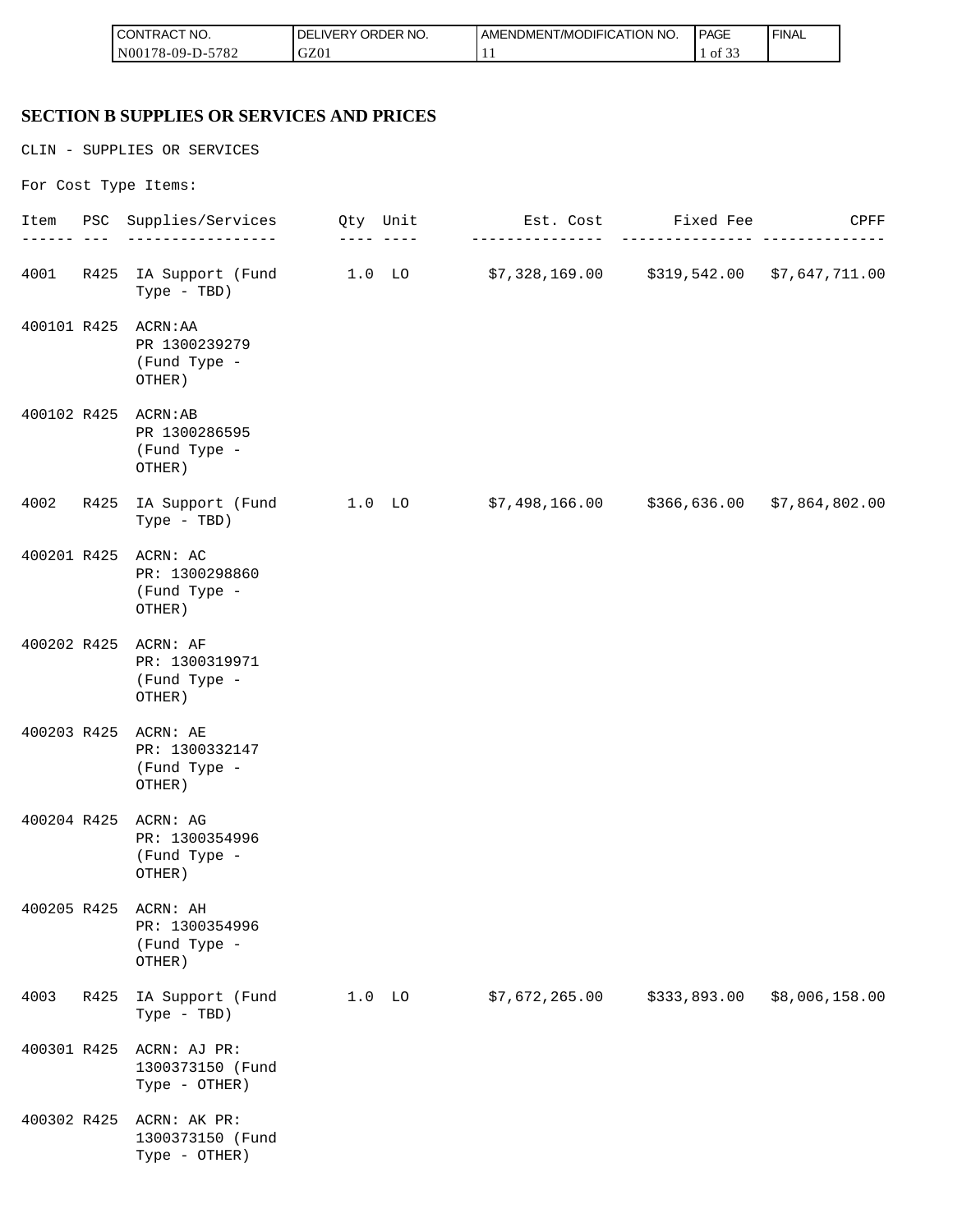## SECTION B SUPPLIES OR SERVICES AND PRICES

CLIN - SUPPLIES OR SERVICES

For Cost Type Items:

| Item | PSC | Supplies/Services | Qty | Unit | Est. Cost | Fixed Fee | CPFF |
|---|---|---|---|---|---|---|---|
| 4001 | R425 | IA Support (Fund Type - TBD) | 1.0 | LO | $7,328,169.00 | $319,542.00 | $7,647,711.00 |
| 400101 | R425 | ACRN:AA PR 1300239279 (Fund Type - OTHER) | | | | | |
| 400102 | R425 | ACRN:AB PR 1300286595 (Fund Type - OTHER) | | | | | |
| 4002 | R425 | IA Support (Fund Type - TBD) | 1.0 | LO | $7,498,166.00 | $366,636.00 | $7,864,802.00 |
| 400201 | R425 | ACRN: AC PR: 1300298860 (Fund Type - OTHER) | | | | | |
| 400202 | R425 | ACRN: AF PR: 1300319971 (Fund Type - OTHER) | | | | | |
| 400203 | R425 | ACRN: AE PR: 1300332147 (Fund Type - OTHER) | | | | | |
| 400204 | R425 | ACRN: AG PR: 1300354996 (Fund Type - OTHER) | | | | | |
| 400205 | R425 | ACRN: AH PR: 1300354996 (Fund Type - OTHER) | | | | | |
| 4003 | R425 | IA Support (Fund Type - TBD) | 1.0 | LO | $7,672,265.00 | $333,893.00 | $8,006,158.00 |
| 400301 | R425 | ACRN: AJ PR: 1300373150 (Fund Type - OTHER) | | | | | |
| 400302 | R425 | ACRN: AK PR: 1300373150 (Fund Type - OTHER) | | | | | |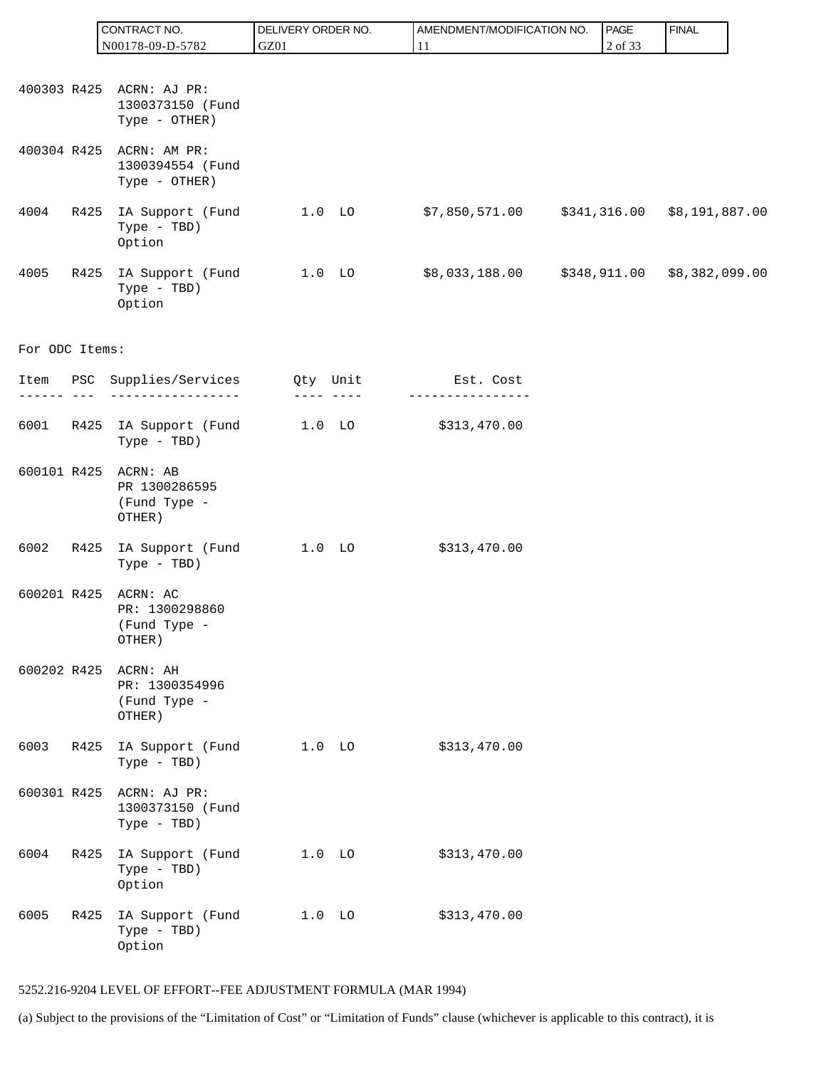| Item | PSC | Supplies/Services | Qty | Unit | Est. Cost | Fixed Fee | CPFF |
|---|---|---|---|---|---|---|---|
| 400303 | R425 | ACRN: AJ PR: 1300373150 (Fund Type - OTHER) | | | | | |
| 400304 | R425 | ACRN: AM PR: 1300394554 (Fund Type - OTHER) | | | | | |
| 4004 | R425 | IA Support (Fund Type - TBD) Option | 1.0 | LO | $7,850,571.00 | $341,316.00 | $8,191,887.00 |
| 4005 | R425 | IA Support (Fund Type - TBD) Option | 1.0 | LO | $8,033,188.00 | $348,911.00 | $8,382,099.00 |

For ODC Items:

| Item | PSC | Supplies/Services | Qty | Unit | Est. Cost |
|---|---|---|---|---|---|
| 6001 | R425 | IA Support (Fund Type - TBD) | 1.0 | LO | $313,470.00 |
| 600101 | R425 | ACRN: AB PR 1300286595 (Fund Type - OTHER) | | | |
| 6002 | R425 | IA Support (Fund Type - TBD) | 1.0 | LO | $313,470.00 |
| 600201 | R425 | ACRN: AC PR: 1300298860 (Fund Type - OTHER) | | | |
| 600202 | R425 | ACRN: AH PR: 1300354996 (Fund Type - OTHER) | | | |
| 6003 | R425 | IA Support (Fund Type - TBD) | 1.0 | LO | $313,470.00 |
| 600301 | R425 | ACRN: AJ PR: 1300373150 (Fund Type - TBD) | | | |
| 6004 | R425 | IA Support (Fund Type - TBD) Option | 1.0 | LO | $313,470.00 |
| 6005 | R425 | IA Support (Fund Type - TBD) Option | 1.0 | LO | $313,470.00 |

5252.216-9204 LEVEL OF EFFORT--FEE ADJUSTMENT FORMULA (MAR 1994)

(a) Subject to the provisions of the “Limitation of Cost” or “Limitation of Funds” clause (whichever is applicable to this contract), it is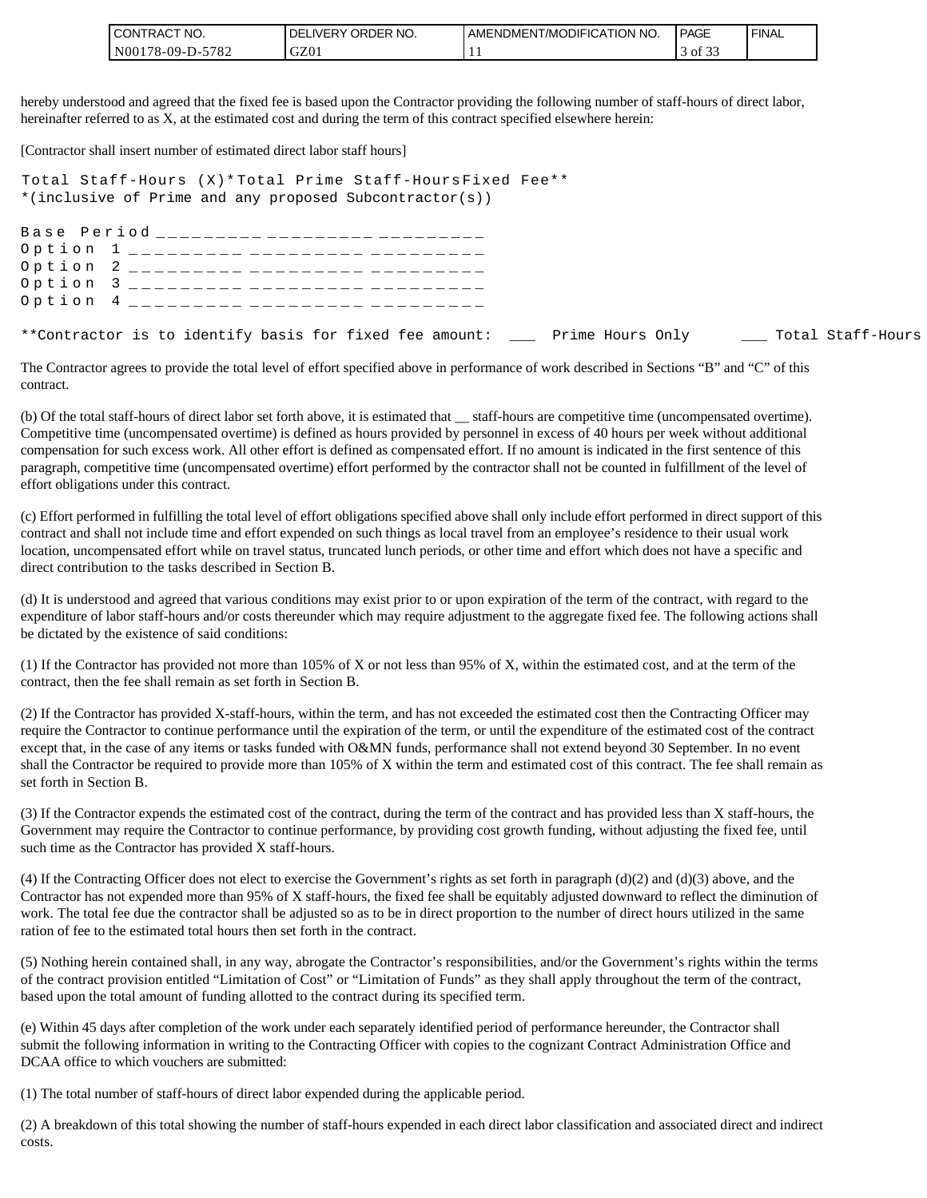hereby understood and agreed that the fixed fee is based upon the Contractor providing the following number of staff-hours of direct labor, hereinafter referred to as X, at the estimated cost and during the term of this contract specified elsewhere herein:

[Contractor shall insert number of estimated direct labor staff hours]

```
Total Staff-Hours (X)*Total Prime Staff-HoursFixed Fee**
*(inclusive of Prime and any proposed Subcontractor(s))

Base Period _________ _________ _________
Option 1 _________ _________ _________
Option 2 _________ _________ _________
Option 3 _________ _________ _________
Option 4 _________ _________ _________

**Contractor is to identify basis for fixed fee amount:  ___  Prime Hours Only      ___ Total Staff-Hours
```

The Contractor agrees to provide the total level of effort specified above in performance of work described in Sections "B" and "C" of this contract.

(b) Of the total staff-hours of direct labor set forth above, it is estimated that __ staff-hours are competitive time (uncompensated overtime). Competitive time (uncompensated overtime) is defined as hours provided by personnel in excess of 40 hours per week without additional compensation for such excess work. All other effort is defined as compensated effort. If no amount is indicated in the first sentence of this paragraph, competitive time (uncompensated overtime) effort performed by the contractor shall not be counted in fulfillment of the level of effort obligations under this contract.

(c) Effort performed in fulfilling the total level of effort obligations specified above shall only include effort performed in direct support of this contract and shall not include time and effort expended on such things as local travel from an employee's residence to their usual work location, uncompensated effort while on travel status, truncated lunch periods, or other time and effort which does not have a specific and direct contribution to the tasks described in Section B.

(d) It is understood and agreed that various conditions may exist prior to or upon expiration of the term of the contract, with regard to the expenditure of labor staff-hours and/or costs thereunder which may require adjustment to the aggregate fixed fee. The following actions shall be dictated by the existence of said conditions:

(1) If the Contractor has provided not more than 105% of X or not less than 95% of X, within the estimated cost, and at the term of the contract, then the fee shall remain as set forth in Section B.

(2) If the Contractor has provided X-staff-hours, within the term, and has not exceeded the estimated cost then the Contracting Officer may require the Contractor to continue performance until the expiration of the term, or until the expenditure of the estimated cost of the contract except that, in the case of any items or tasks funded with O&MN funds, performance shall not extend beyond 30 September. In no event shall the Contractor be required to provide more than 105% of X within the term and estimated cost of this contract. The fee shall remain as set forth in Section B.

(3) If the Contractor expends the estimated cost of the contract, during the term of the contract and has provided less than X staff-hours, the Government may require the Contractor to continue performance, by providing cost growth funding, without adjusting the fixed fee, until such time as the Contractor has provided X staff-hours.

(4) If the Contracting Officer does not elect to exercise the Government's rights as set forth in paragraph (d)(2) and (d)(3) above, and the Contractor has not expended more than 95% of X staff-hours, the fixed fee shall be equitably adjusted downward to reflect the diminution of work. The total fee due the contractor shall be adjusted so as to be in direct proportion to the number of direct hours utilized in the same ration of fee to the estimated total hours then set forth in the contract.

(5) Nothing herein contained shall, in any way, abrogate the Contractor's responsibilities, and/or the Government's rights within the terms of the contract provision entitled "Limitation of Cost" or "Limitation of Funds" as they shall apply throughout the term of the contract, based upon the total amount of funding allotted to the contract during its specified term.

(e) Within 45 days after completion of the work under each separately identified period of performance hereunder, the Contractor shall submit the following information in writing to the Contracting Officer with copies to the cognizant Contract Administration Office and DCAA office to which vouchers are submitted:

(1) The total number of staff-hours of direct labor expended during the applicable period.

(2) A breakdown of this total showing the number of staff-hours expended in each direct labor classification and associated direct and indirect costs.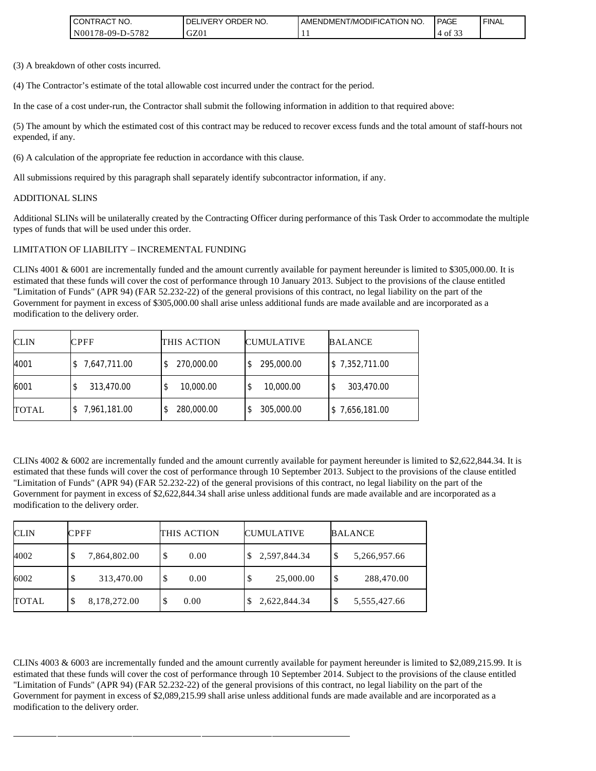(3) A breakdown of other costs incurred.

(4) The Contractor's estimate of the total allowable cost incurred under the contract for the period.

In the case of a cost under-run, the Contractor shall submit the following information in addition to that required above:

(5) The amount by which the estimated cost of this contract may be reduced to recover excess funds and the total amount of staff-hours not expended, if any.

(6) A calculation of the appropriate fee reduction in accordance with this clause.

All submissions required by this paragraph shall separately identify subcontractor information, if any.

ADDITIONAL SLINS

Additional SLINs will be unilaterally created by the Contracting Officer during performance of this Task Order to accommodate the multiple types of funds that will be used under this order.

LIMITATION OF LIABILITY – INCREMENTAL FUNDING

CLINs 4001 & 6001 are incrementally funded and the amount currently available for payment hereunder is limited to $305,000.00. It is estimated that these funds will cover the cost of performance through 10 January 2013. Subject to the provisions of the clause entitled "Limitation of Funds" (APR 94) (FAR 52.232-22) of the general provisions of this contract, no legal liability on the part of the Government for payment in excess of $305,000.00 shall arise unless additional funds are made available and are incorporated as a modification to the delivery order.

| CLIN | CPFF | THIS ACTION | CUMULATIVE | BALANCE |
|---|---|---|---|---|
| 4001 | $ 7,647,711.00 | $ 270,000.00 | $ 295,000.00 | $ 7,352,711.00 |
| 6001 | $ 313,470.00 | $ 10,000.00 | $ 10,000.00 | $ 303,470.00 |
| TOTAL | $ 7,961,181.00 | $ 280,000.00 | $ 305,000.00 | $ 7,656,181.00 |

CLINs 4002 & 6002 are incrementally funded and the amount currently available for payment hereunder is limited to $2,622,844.34. It is estimated that these funds will cover the cost of performance through 10 September 2013. Subject to the provisions of the clause entitled "Limitation of Funds" (APR 94) (FAR 52.232-22) of the general provisions of this contract, no legal liability on the part of the Government for payment in excess of $2,622,844.34 shall arise unless additional funds are made available and are incorporated as a modification to the delivery order.

| CLIN | CPFF | THIS ACTION | CUMULATIVE | BALANCE |
|---|---|---|---|---|
| 4002 | $ 7,864,802.00 | $ 0.00 | $ 2,597,844.34 | $ 5,266,957.66 |
| 6002 | $ 313,470.00 | $ 0.00 | $ 25,000.00 | $ 288,470.00 |
| TOTAL | $ 8,178,272.00 | $ 0.00 | $ 2,622,844.34 | $ 5,555,427.66 |

CLINs 4003 & 6003 are incrementally funded and the amount currently available for payment hereunder is limited to $2,089,215.99. It is estimated that these funds will cover the cost of performance through 10 September 2014. Subject to the provisions of the clause entitled "Limitation of Funds" (APR 94) (FAR 52.232-22) of the general provisions of this contract, no legal liability on the part of the Government for payment in excess of $2,089,215.99 shall arise unless additional funds are made available and are incorporated as a modification to the delivery order.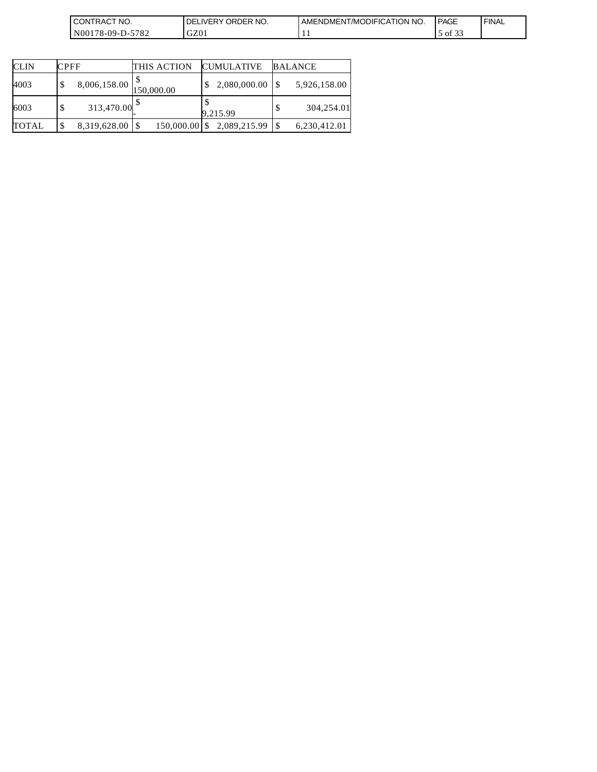| CLIN | CPFF | THIS ACTION | CUMULATIVE | BALANCE |
|---|---|---|---|---|
| 4003 | $ 8,006,158.00 | $ 150,000.00 | $ 2,080,000.00 | $ 5,926,158.00 |
| 6003 | $ 313,470.00 | $ - | $ 9,215.99 | $ 304,254.01 |
| TOTAL | $ 8,319,628.00 | $ 150,000.00 | $ 2,089,215.99 | $ 6,230,412.01 |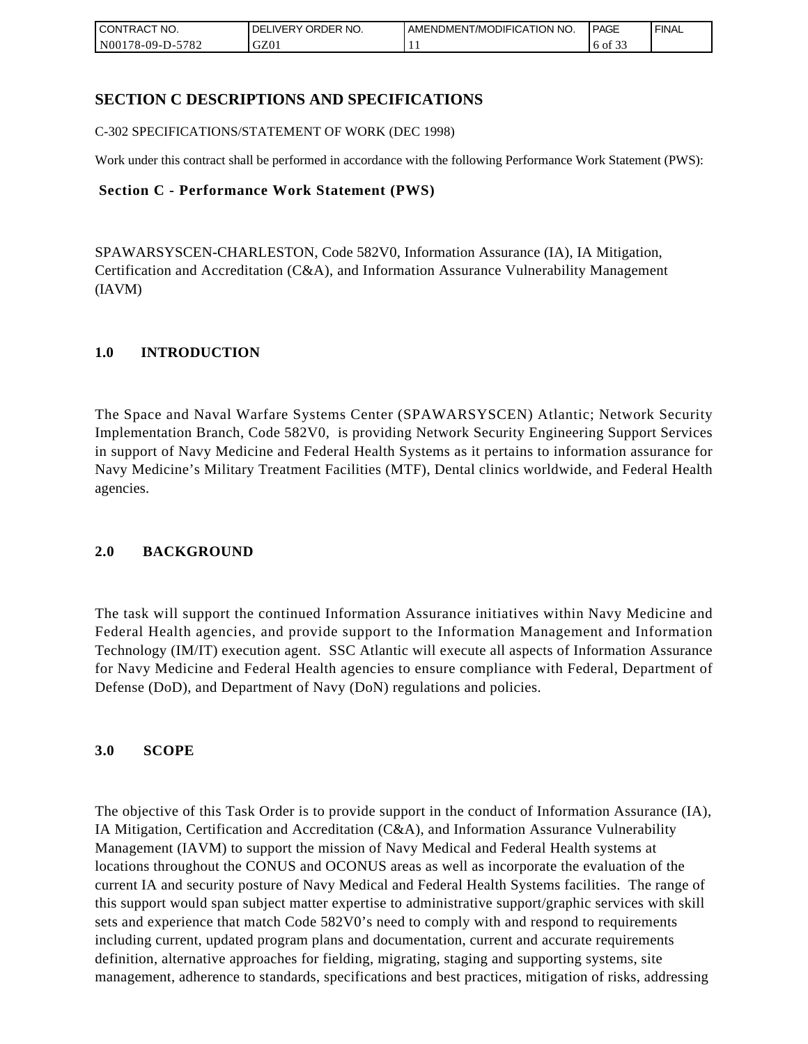## SECTION C DESCRIPTIONS AND SPECIFICATIONS

C-302 SPECIFICATIONS/STATEMENT OF WORK (DEC 1998)

Work under this contract shall be performed in accordance with the following Performance Work Statement (PWS):

**Section C - Performance Work Statement (PWS)**

SPAWARSYSCEN-CHARLESTON, Code 582V0, Information Assurance (IA), IA Mitigation, Certification and Accreditation (C&A), and Information Assurance Vulnerability Management (IAVM)

### 1.0 INTRODUCTION

The Space and Naval Warfare Systems Center (SPAWARSYSCEN) Atlantic; Network Security Implementation Branch, Code 582V0, is providing Network Security Engineering Support Services in support of Navy Medicine and Federal Health Systems as it pertains to information assurance for Navy Medicine's Military Treatment Facilities (MTF), Dental clinics worldwide, and Federal Health agencies.

### 2.0 BACKGROUND

The task will support the continued Information Assurance initiatives within Navy Medicine and Federal Health agencies, and provide support to the Information Management and Information Technology (IM/IT) execution agent. SSC Atlantic will execute all aspects of Information Assurance for Navy Medicine and Federal Health agencies to ensure compliance with Federal, Department of Defense (DoD), and Department of Navy (DoN) regulations and policies.

### 3.0 SCOPE

The objective of this Task Order is to provide support in the conduct of Information Assurance (IA), IA Mitigation, Certification and Accreditation (C&A), and Information Assurance Vulnerability Management (IAVM) to support the mission of Navy Medical and Federal Health systems at locations throughout the CONUS and OCONUS areas as well as incorporate the evaluation of the current IA and security posture of Navy Medical and Federal Health Systems facilities. The range of this support would span subject matter expertise to administrative support/graphic services with skill sets and experience that match Code 582V0's need to comply with and respond to requirements including current, updated program plans and documentation, current and accurate requirements definition, alternative approaches for fielding, migrating, staging and supporting systems, site management, adherence to standards, specifications and best practices, mitigation of risks, addressing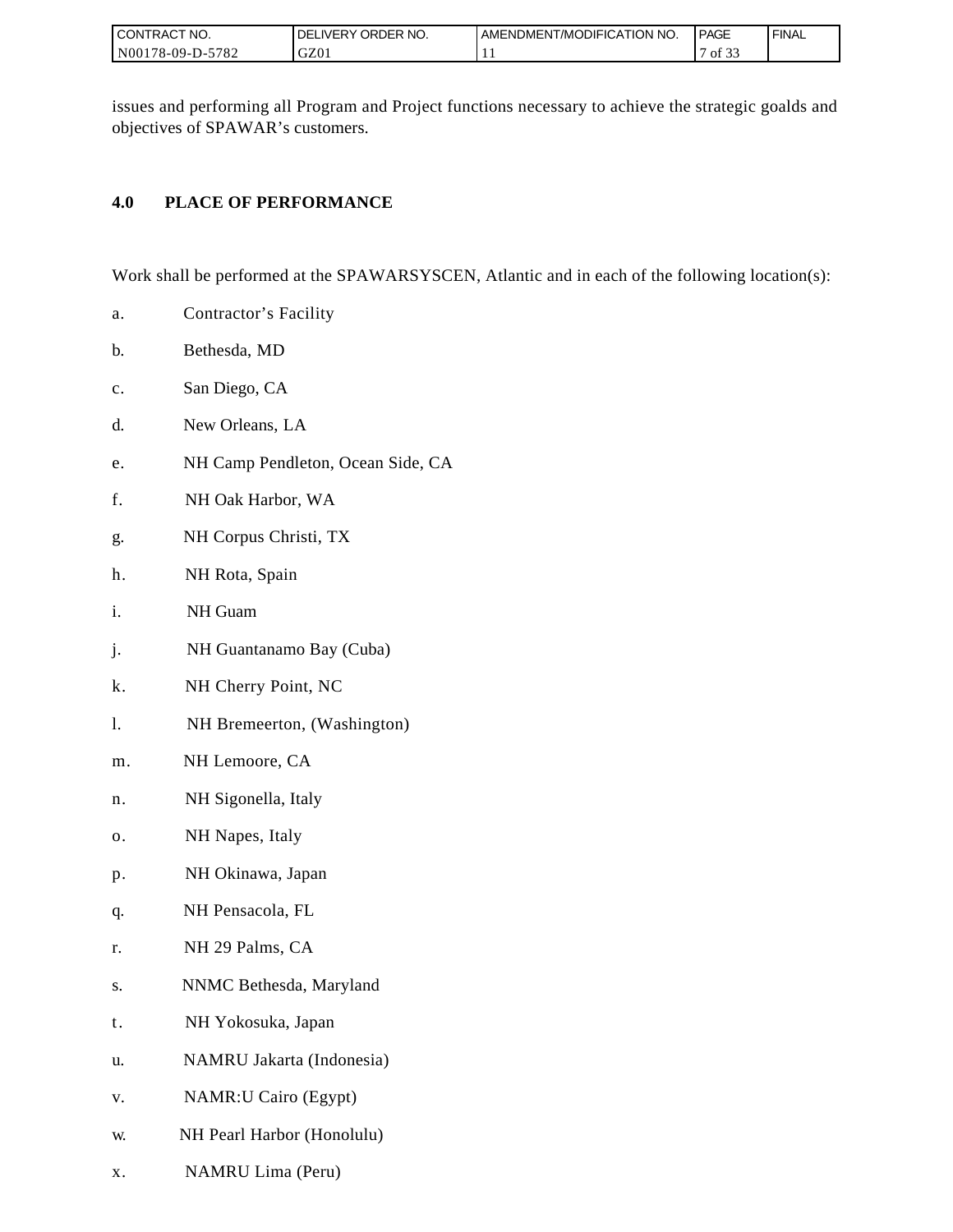issues and performing all Program and Project functions necessary to achieve the strategic goalds and objectives of SPAWAR's customers.

## 4.0 PLACE OF PERFORMANCE

Work shall be performed at the SPAWARSYSCEN, Atlantic and in each of the following location(s):

a. Contractor's Facility

b. Bethesda, MD

c. San Diego, CA

d. New Orleans, LA

e. NH Camp Pendleton, Ocean Side, CA

f. NH Oak Harbor, WA

g. NH Corpus Christi, TX

h. NH Rota, Spain

i. NH Guam

j. NH Guantanamo Bay (Cuba)

k. NH Cherry Point, NC

l. NH Bremeerton, (Washington)

m. NH Lemoore, CA

n. NH Sigonella, Italy

o. NH Napes, Italy

p. NH Okinawa, Japan

q. NH Pensacola, FL

r. NH 29 Palms, CA

s. NNMC Bethesda, Maryland

t. NH Yokosuka, Japan

u. NAMRU Jakarta (Indonesia)

v. NAMR:U Cairo (Egypt)

w. NH Pearl Harbor (Honolulu)

x. NAMRU Lima (Peru)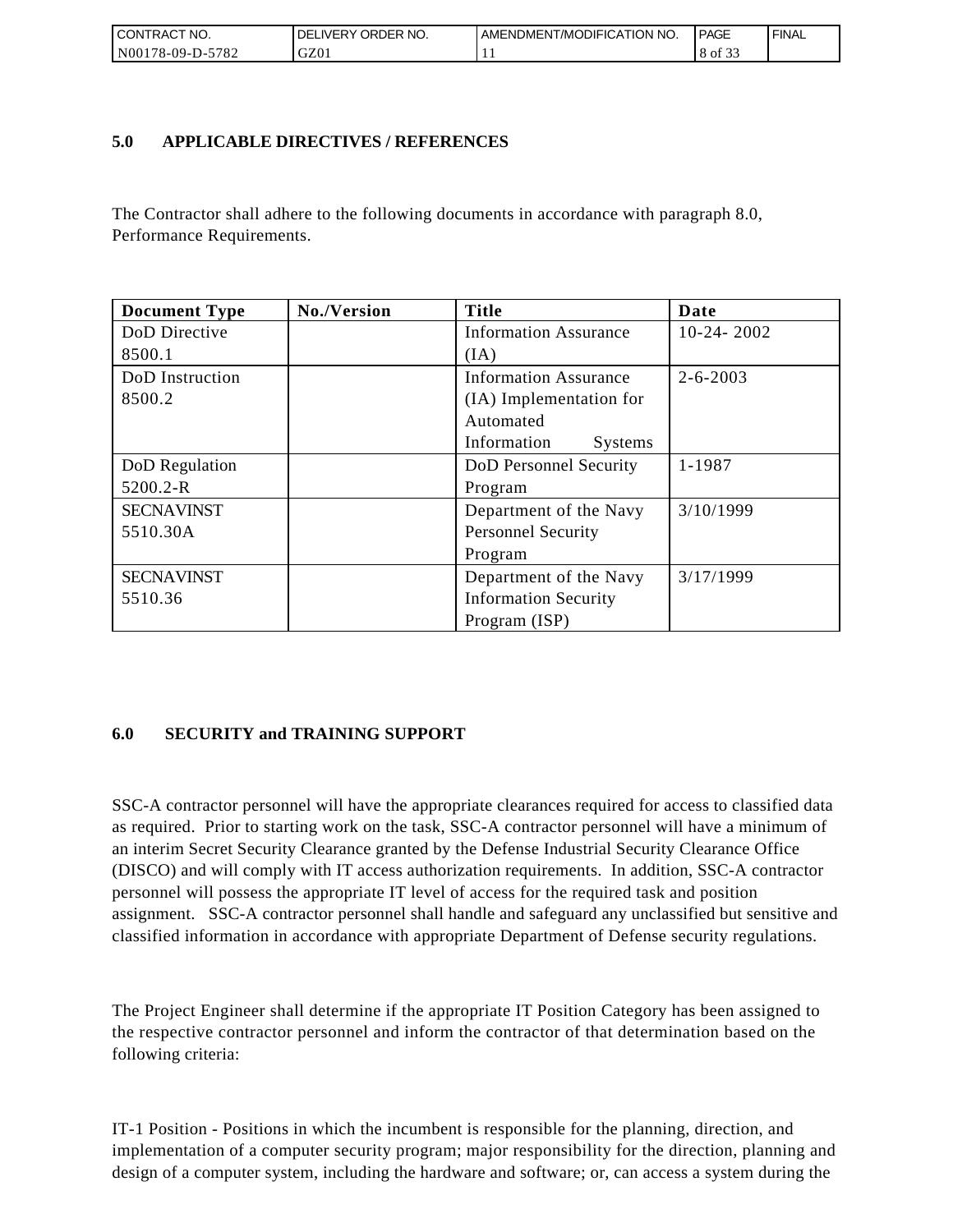## 5.0 APPLICABLE DIRECTIVES / REFERENCES

The Contractor shall adhere to the following documents in accordance with paragraph 8.0, Performance Requirements.

| Document Type | No./Version | Title | Date |
|---|---|---|---|
| DoD Directive 8500.1 | | Information Assurance (IA) | 10-24- 2002 |
| DoD Instruction 8500.2 | | Information Assurance (IA) Implementation for Automated Information Systems | 2-6-2003 |
| DoD Regulation 5200.2-R | | DoD Personnel Security Program | 1-1987 |
| SECNAVINST 5510.30A | | Department of the Navy Personnel Security Program | 3/10/1999 |
| SECNAVINST 5510.36 | | Department of the Navy Information Security Program (ISP) | 3/17/1999 |

## 6.0 SECURITY and TRAINING SUPPORT

SSC-A contractor personnel will have the appropriate clearances required for access to classified data as required. Prior to starting work on the task, SSC-A contractor personnel will have a minimum of an interim Secret Security Clearance granted by the Defense Industrial Security Clearance Office (DISCO) and will comply with IT access authorization requirements. In addition, SSC-A contractor personnel will possess the appropriate IT level of access for the required task and position assignment. SSC-A contractor personnel shall handle and safeguard any unclassified but sensitive and classified information in accordance with appropriate Department of Defense security regulations.

The Project Engineer shall determine if the appropriate IT Position Category has been assigned to the respective contractor personnel and inform the contractor of that determination based on the following criteria:

IT-1 Position - Positions in which the incumbent is responsible for the planning, direction, and implementation of a computer security program; major responsibility for the direction, planning and design of a computer system, including the hardware and software; or, can access a system during the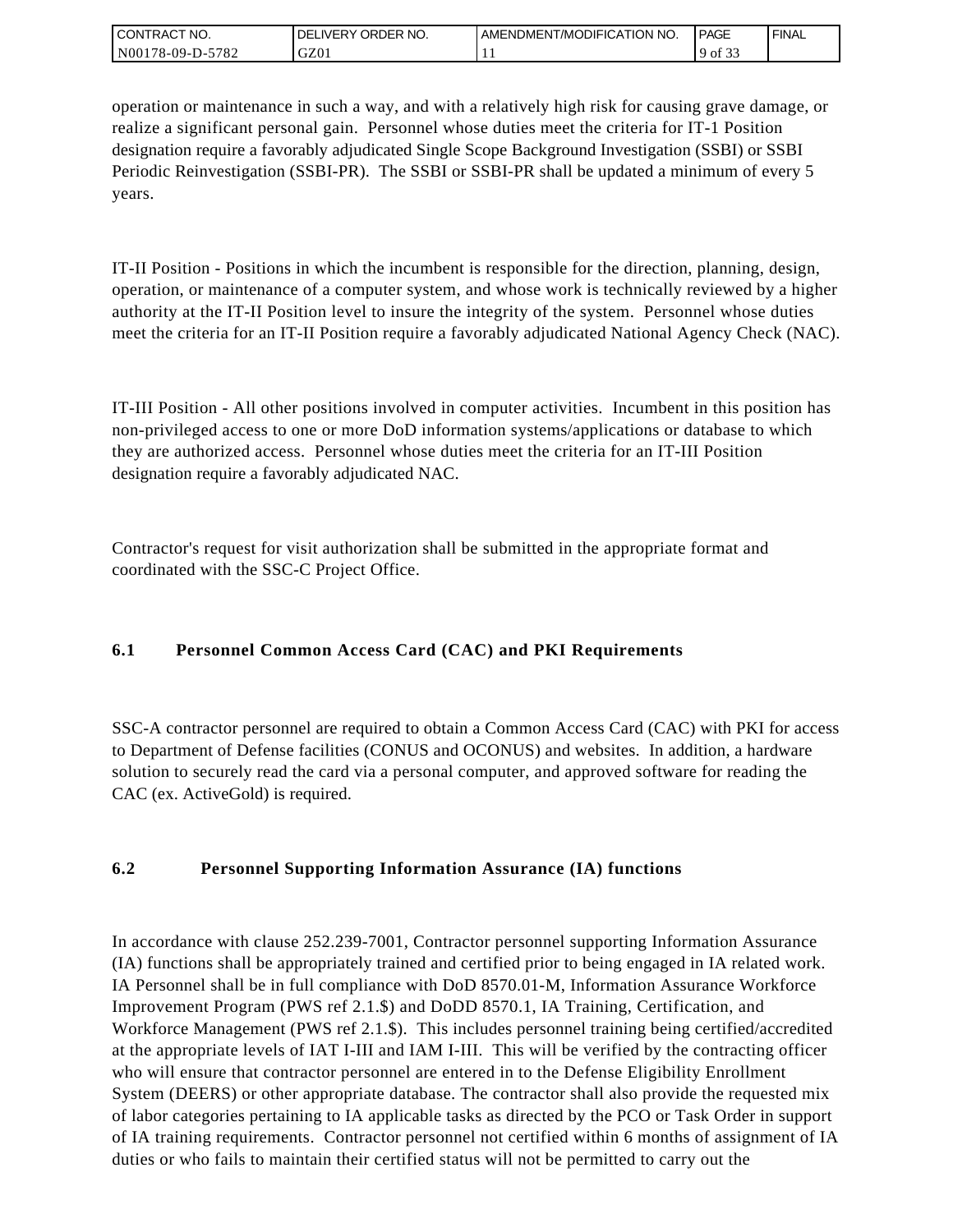operation or maintenance in such a way, and with a relatively high risk for causing grave damage, or realize a significant personal gain. Personnel whose duties meet the criteria for IT-1 Position designation require a favorably adjudicated Single Scope Background Investigation (SSBI) or SSBI Periodic Reinvestigation (SSBI-PR). The SSBI or SSBI-PR shall be updated a minimum of every 5 years.

IT-II Position - Positions in which the incumbent is responsible for the direction, planning, design, operation, or maintenance of a computer system, and whose work is technically reviewed by a higher authority at the IT-II Position level to insure the integrity of the system. Personnel whose duties meet the criteria for an IT-II Position require a favorably adjudicated National Agency Check (NAC).

IT-III Position - All other positions involved in computer activities. Incumbent in this position has non-privileged access to one or more DoD information systems/applications or database to which they are authorized access. Personnel whose duties meet the criteria for an IT-III Position designation require a favorably adjudicated NAC.

Contractor's request for visit authorization shall be submitted in the appropriate format and coordinated with the SSC-C Project Office.

### 6.1 Personnel Common Access Card (CAC) and PKI Requirements

SSC-A contractor personnel are required to obtain a Common Access Card (CAC) with PKI for access to Department of Defense facilities (CONUS and OCONUS) and websites. In addition, a hardware solution to securely read the card via a personal computer, and approved software for reading the CAC (ex. ActiveGold) is required.

### 6.2 Personnel Supporting Information Assurance (IA) functions

In accordance with clause 252.239-7001, Contractor personnel supporting Information Assurance (IA) functions shall be appropriately trained and certified prior to being engaged in IA related work. IA Personnel shall be in full compliance with DoD 8570.01-M, Information Assurance Workforce Improvement Program (PWS ref 2.1.$) and DoDD 8570.1, IA Training, Certification, and Workforce Management (PWS ref 2.1.$). This includes personnel training being certified/accredited at the appropriate levels of IAT I-III and IAM I-III. This will be verified by the contracting officer who will ensure that contractor personnel are entered in to the Defense Eligibility Enrollment System (DEERS) or other appropriate database. The contractor shall also provide the requested mix of labor categories pertaining to IA applicable tasks as directed by the PCO or Task Order in support of IA training requirements. Contractor personnel not certified within 6 months of assignment of IA duties or who fails to maintain their certified status will not be permitted to carry out the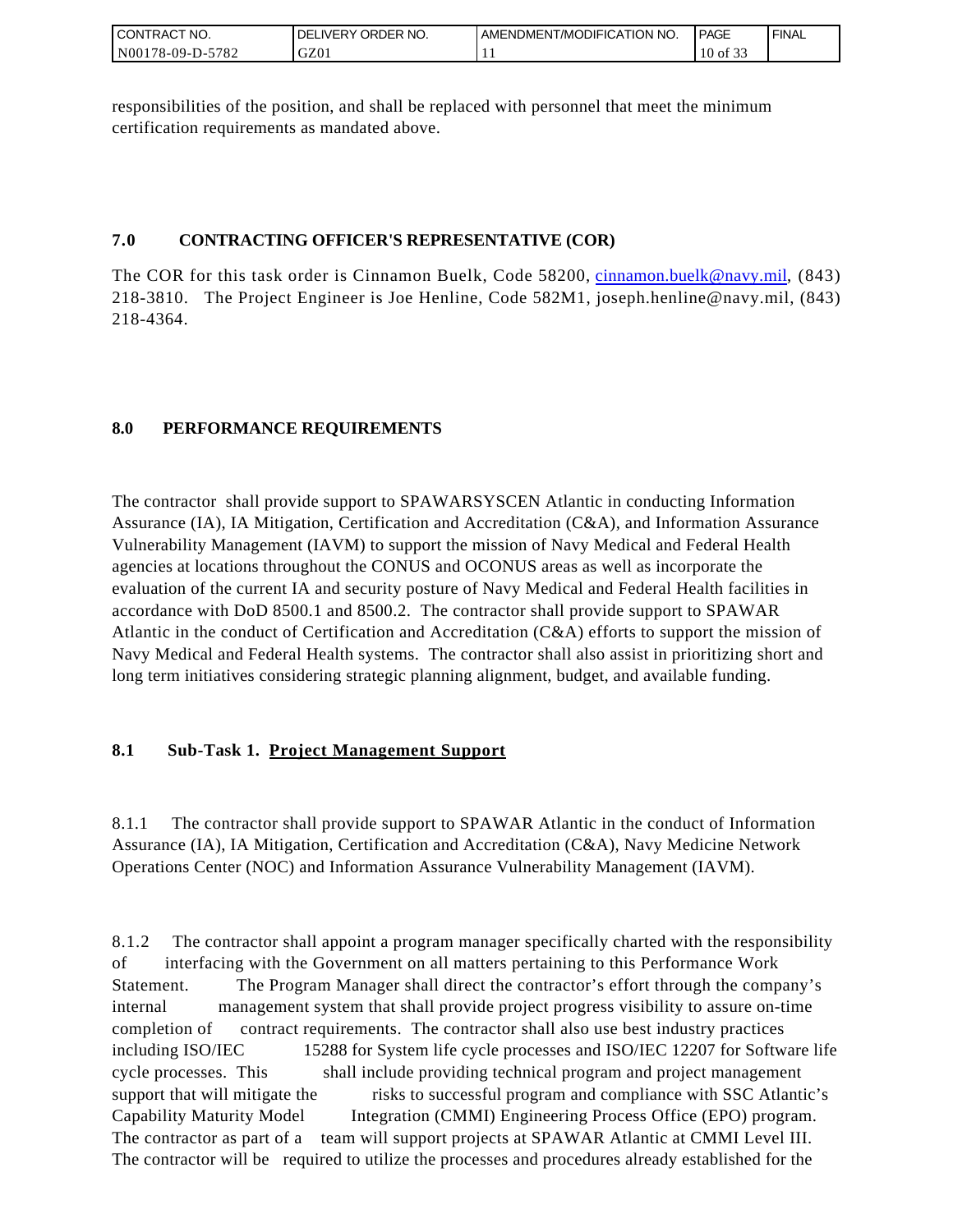responsibilities of the position, and shall be replaced with personnel that meet the minimum certification requirements as mandated above.

## 7.0 CONTRACTING OFFICER'S REPRESENTATIVE (COR)

The COR for this task order is Cinnamon Buelk, Code 58200, cinnamon.buelk@navy.mil, (843) 218-3810. The Project Engineer is Joe Henline, Code 582M1, joseph.henline@navy.mil, (843) 218-4364.

## 8.0 PERFORMANCE REQUIREMENTS

The contractor shall provide support to SPAWARSYSCEN Atlantic in conducting Information Assurance (IA), IA Mitigation, Certification and Accreditation (C&A), and Information Assurance Vulnerability Management (IAVM) to support the mission of Navy Medical and Federal Health agencies at locations throughout the CONUS and OCONUS areas as well as incorporate the evaluation of the current IA and security posture of Navy Medical and Federal Health facilities in accordance with DoD 8500.1 and 8500.2. The contractor shall provide support to SPAWAR Atlantic in the conduct of Certification and Accreditation (C&A) efforts to support the mission of Navy Medical and Federal Health systems. The contractor shall also assist in prioritizing short and long term initiatives considering strategic planning alignment, budget, and available funding.

### 8.1 Sub-Task 1. Project Management Support

8.1.1 The contractor shall provide support to SPAWAR Atlantic in the conduct of Information Assurance (IA), IA Mitigation, Certification and Accreditation (C&A), Navy Medicine Network Operations Center (NOC) and Information Assurance Vulnerability Management (IAVM).

8.1.2 The contractor shall appoint a program manager specifically charted with the responsibility of interfacing with the Government on all matters pertaining to this Performance Work Statement. The Program Manager shall direct the contractor's effort through the company's internal management system that shall provide project progress visibility to assure on-time completion of contract requirements. The contractor shall also use best industry practices including ISO/IEC 15288 for System life cycle processes and ISO/IEC 12207 for Software life cycle processes. This shall include providing technical program and project management support that will mitigate the risks to successful program and compliance with SSC Atlantic's Capability Maturity Model Integration (CMMI) Engineering Process Office (EPO) program. The contractor as part of a team will support projects at SPAWAR Atlantic at CMMI Level III. The contractor will be required to utilize the processes and procedures already established for the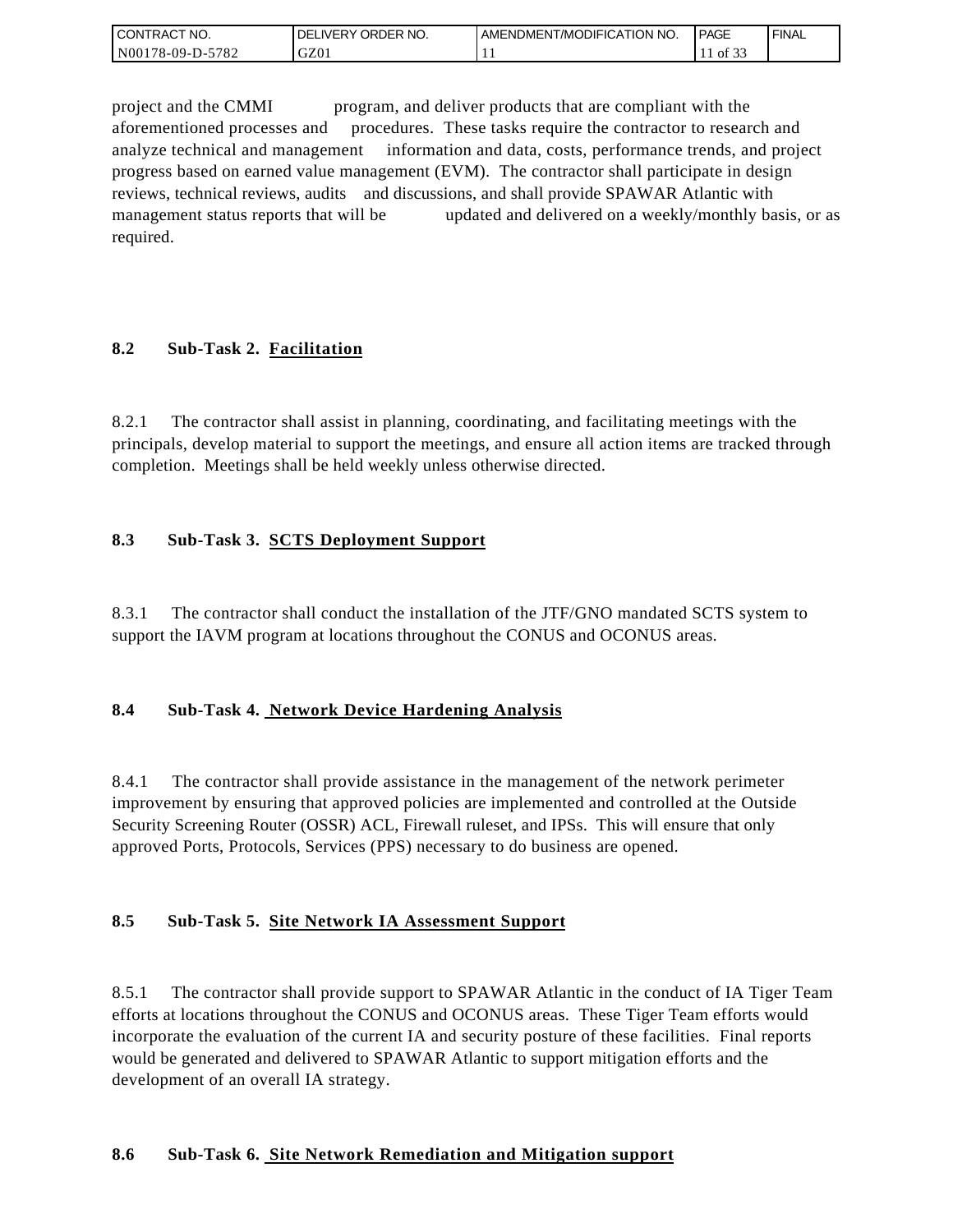project and the CMMI program, and deliver products that are compliant with the aforementioned processes and procedures. These tasks require the contractor to research and analyze technical and management information and data, costs, performance trends, and project progress based on earned value management (EVM). The contractor shall participate in design reviews, technical reviews, audits and discussions, and shall provide SPAWAR Atlantic with management status reports that will be updated and delivered on a weekly/monthly basis, or as required.

### 8.2 Sub-Task 2. Facilitation

8.2.1 The contractor shall assist in planning, coordinating, and facilitating meetings with the principals, develop material to support the meetings, and ensure all action items are tracked through completion. Meetings shall be held weekly unless otherwise directed.

### 8.3 Sub-Task 3. SCTS Deployment Support

8.3.1 The contractor shall conduct the installation of the JTF/GNO mandated SCTS system to support the IAVM program at locations throughout the CONUS and OCONUS areas.

### 8.4 Sub-Task 4. Network Device Hardening Analysis

8.4.1 The contractor shall provide assistance in the management of the network perimeter improvement by ensuring that approved policies are implemented and controlled at the Outside Security Screening Router (OSSR) ACL, Firewall ruleset, and IPSs. This will ensure that only approved Ports, Protocols, Services (PPS) necessary to do business are opened.

### 8.5 Sub-Task 5. Site Network IA Assessment Support

8.5.1 The contractor shall provide support to SPAWAR Atlantic in the conduct of IA Tiger Team efforts at locations throughout the CONUS and OCONUS areas. These Tiger Team efforts would incorporate the evaluation of the current IA and security posture of these facilities. Final reports would be generated and delivered to SPAWAR Atlantic to support mitigation efforts and the development of an overall IA strategy.

### 8.6 Sub-Task 6. Site Network Remediation and Mitigation support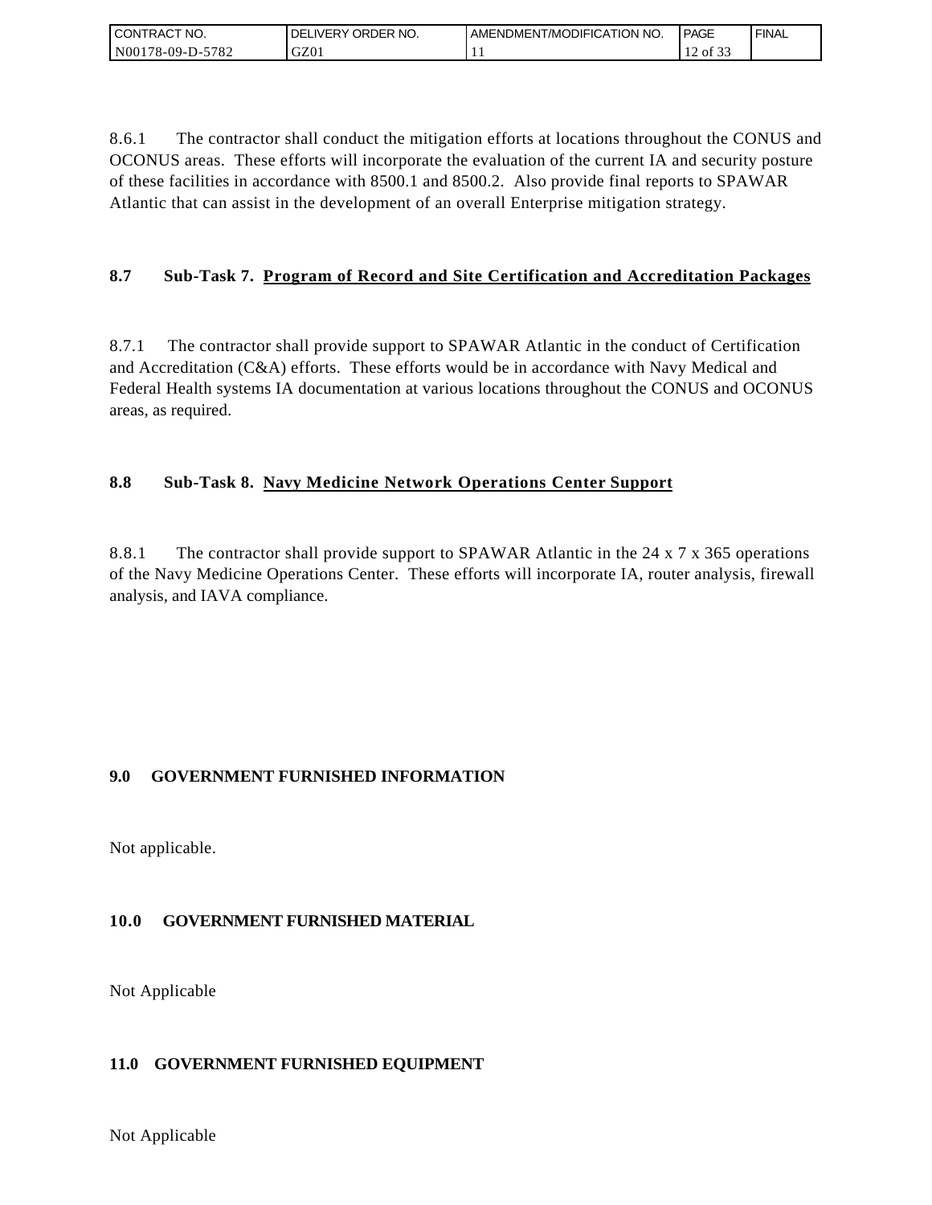8.6.1 The contractor shall conduct the mitigation efforts at locations throughout the CONUS and OCONUS areas. These efforts will incorporate the evaluation of the current IA and security posture of these facilities in accordance with 8500.1 and 8500.2. Also provide final reports to SPAWAR Atlantic that can assist in the development of an overall Enterprise mitigation strategy.

### 8.7 Sub-Task 7. <u>Program of Record and Site Certification and Accreditation Packages</u>

8.7.1 The contractor shall provide support to SPAWAR Atlantic in the conduct of Certification and Accreditation (C&A) efforts. These efforts would be in accordance with Navy Medical and Federal Health systems IA documentation at various locations throughout the CONUS and OCONUS areas, as required.

### 8.8 Sub-Task 8. <u>Navy Medicine Network Operations Center Support</u>

8.8.1 The contractor shall provide support to SPAWAR Atlantic in the 24 x 7 x 365 operations of the Navy Medicine Operations Center. These efforts will incorporate IA, router analysis, firewall analysis, and IAVA compliance.

## 9.0 GOVERNMENT FURNISHED INFORMATION

Not applicable.

## 10.0 GOVERNMENT FURNISHED MATERIAL

Not Applicable

## 11.0 GOVERNMENT FURNISHED EQUIPMENT

Not Applicable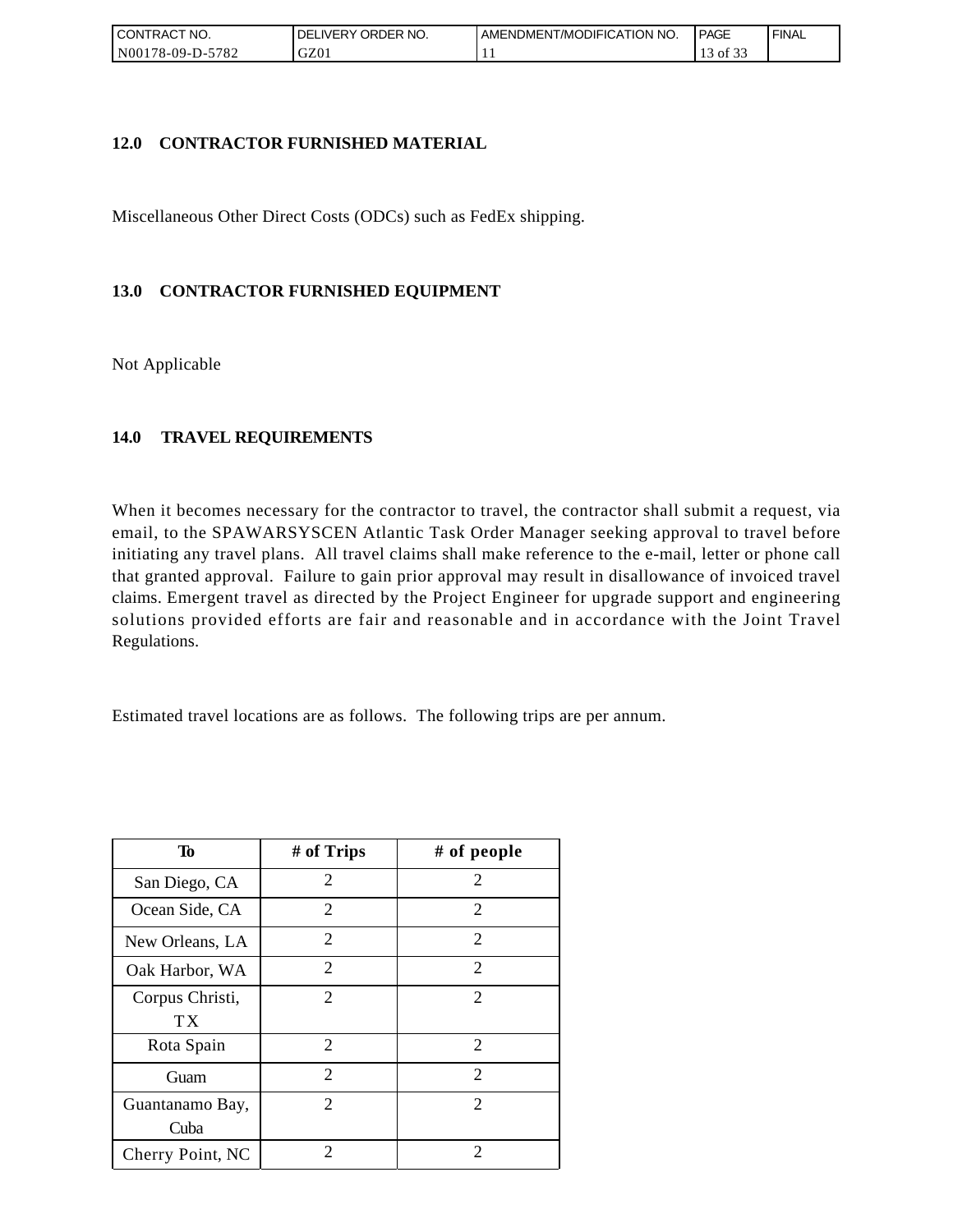## 12.0 CONTRACTOR FURNISHED MATERIAL

Miscellaneous Other Direct Costs (ODCs) such as FedEx shipping.

## 13.0 CONTRACTOR FURNISHED EQUIPMENT

Not Applicable

## 14.0 TRAVEL REQUIREMENTS

When it becomes necessary for the contractor to travel, the contractor shall submit a request, via email, to the SPAWARSYSCEN Atlantic Task Order Manager seeking approval to travel before initiating any travel plans. All travel claims shall make reference to the e-mail, letter or phone call that granted approval. Failure to gain prior approval may result in disallowance of invoiced travel claims. Emergent travel as directed by the Project Engineer for upgrade support and engineering solutions provided efforts are fair and reasonable and in accordance with the Joint Travel Regulations.

Estimated travel locations are as follows. The following trips are per annum.

| To | # of Trips | # of people |
|---|---|---|
| San Diego, CA | 2 | 2 |
| Ocean Side, CA | 2 | 2 |
| New Orleans, LA | 2 | 2 |
| Oak Harbor, WA | 2 | 2 |
| Corpus Christi, TX | 2 | 2 |
| Rota Spain | 2 | 2 |
| Guam | 2 | 2 |
| Guantanamo Bay, Cuba | 2 | 2 |
| Cherry Point, NC | 2 | 2 |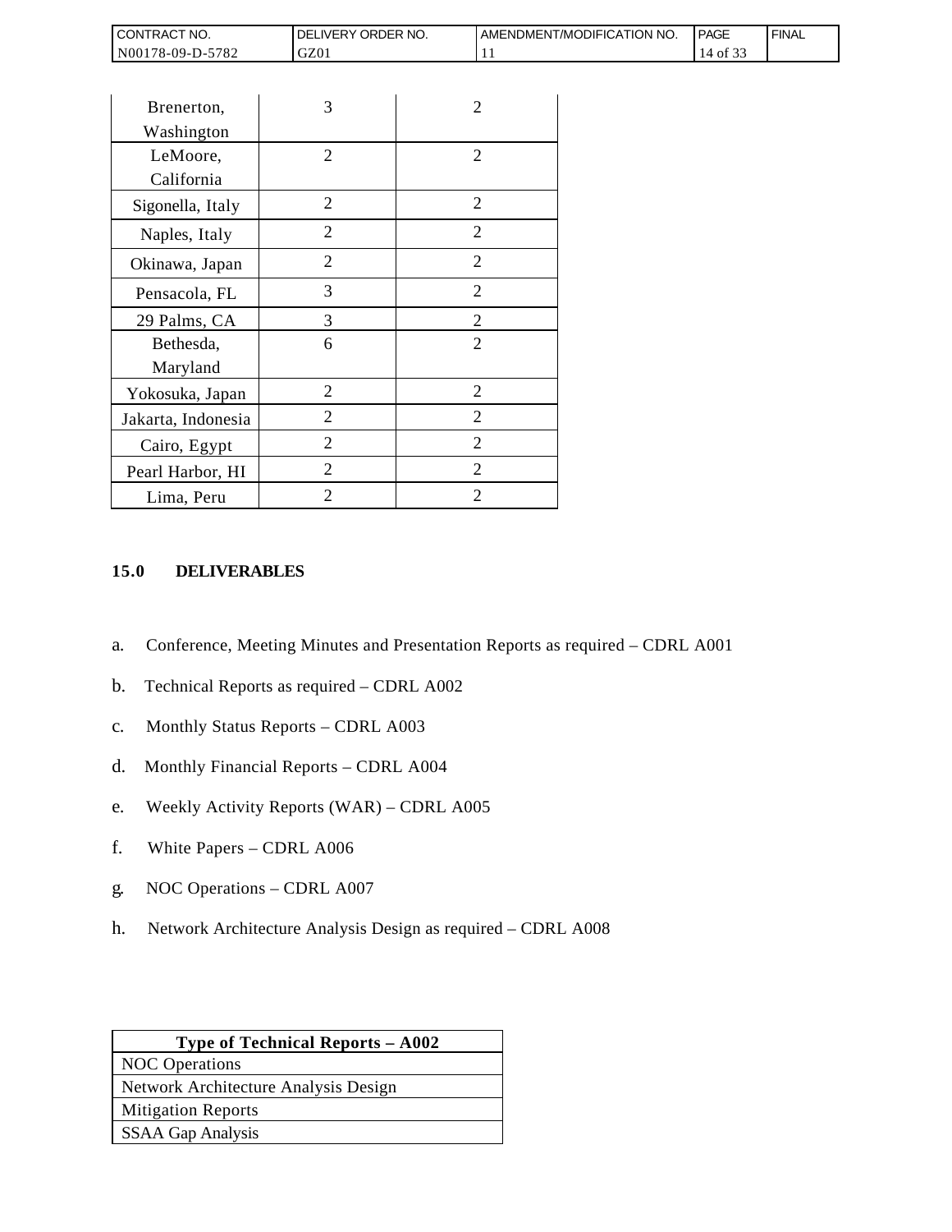| Brenerton, Washington | 3 | 2 |
|---|---|---|
| LeMoore, California | 2 | 2 |
| Sigonella, Italy | 2 | 2 |
| Naples, Italy | 2 | 2 |
| Okinawa, Japan | 2 | 2 |
| Pensacola, FL | 3 | 2 |
| 29 Palms, CA | 3 | 2 |
| Bethesda, Maryland | 6 | 2 |
| Yokosuka, Japan | 2 | 2 |
| Jakarta, Indonesia | 2 | 2 |
| Cairo, Egypt | 2 | 2 |
| Pearl Harbor, HI | 2 | 2 |
| Lima, Peru | 2 | 2 |

## 15.0 DELIVERABLES

a. Conference, Meeting Minutes and Presentation Reports as required – CDRL A001

b. Technical Reports as required – CDRL A002

c. Monthly Status Reports – CDRL A003

d. Monthly Financial Reports – CDRL A004

e. Weekly Activity Reports (WAR) – CDRL A005

f. White Papers – CDRL A006

g. NOC Operations – CDRL A007

h. Network Architecture Analysis Design as required – CDRL A008

| Type of Technical Reports – A002 |
|---|
| NOC Operations |
| Network Architecture Analysis Design |
| Mitigation Reports |
| SSAA Gap Analysis |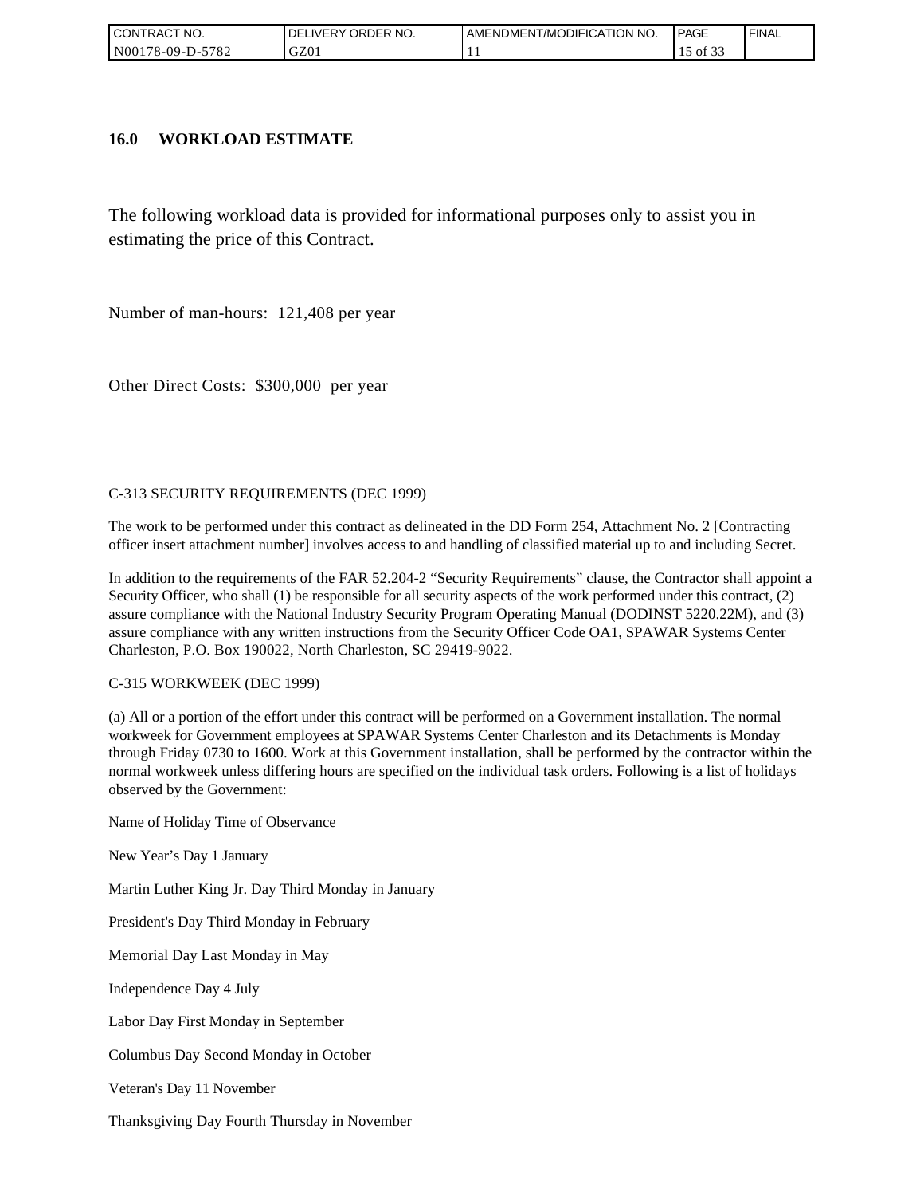## 16.0 WORKLOAD ESTIMATE

The following workload data is provided for informational purposes only to assist you in estimating the price of this Contract.

Number of man-hours: 121,408 per year

Other Direct Costs: $300,000 per year

C-313 SECURITY REQUIREMENTS (DEC 1999)

The work to be performed under this contract as delineated in the DD Form 254, Attachment No. 2 [Contracting officer insert attachment number] involves access to and handling of classified material up to and including Secret.

In addition to the requirements of the FAR 52.204-2 "Security Requirements" clause, the Contractor shall appoint a Security Officer, who shall (1) be responsible for all security aspects of the work performed under this contract, (2) assure compliance with the National Industry Security Program Operating Manual (DODINST 5220.22M), and (3) assure compliance with any written instructions from the Security Officer Code OA1, SPAWAR Systems Center Charleston, P.O. Box 190022, North Charleston, SC 29419-9022.

C-315 WORKWEEK (DEC 1999)

(a) All or a portion of the effort under this contract will be performed on a Government installation. The normal workweek for Government employees at SPAWAR Systems Center Charleston and its Detachments is Monday through Friday 0730 to 1600. Work at this Government installation, shall be performed by the contractor within the normal workweek unless differing hours are specified on the individual task orders. Following is a list of holidays observed by the Government:

Name of Holiday Time of Observance

New Year's Day 1 January

Martin Luther King Jr. Day Third Monday in January

President's Day Third Monday in February

Memorial Day Last Monday in May

Independence Day 4 July

Labor Day First Monday in September

Columbus Day Second Monday in October

Veteran's Day 11 November

Thanksgiving Day Fourth Thursday in November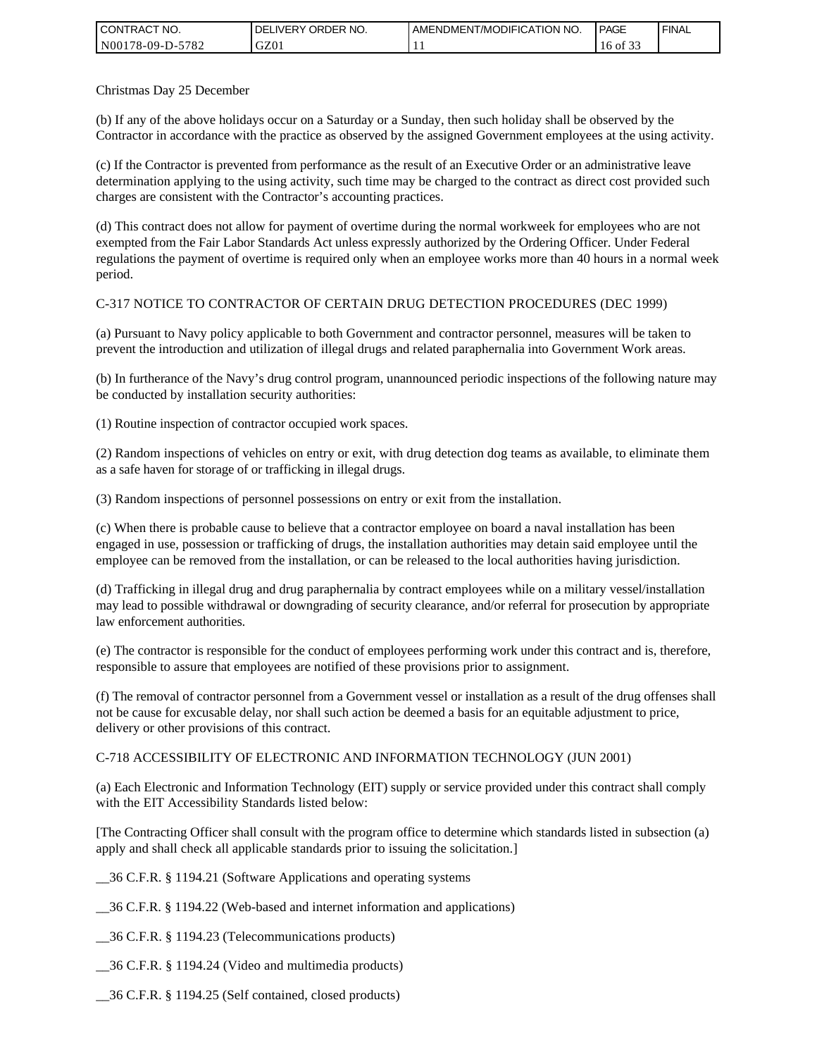Christmas Day 25 December

(b) If any of the above holidays occur on a Saturday or a Sunday, then such holiday shall be observed by the Contractor in accordance with the practice as observed by the assigned Government employees at the using activity.

(c) If the Contractor is prevented from performance as the result of an Executive Order or an administrative leave determination applying to the using activity, such time may be charged to the contract as direct cost provided such charges are consistent with the Contractor's accounting practices.

(d) This contract does not allow for payment of overtime during the normal workweek for employees who are not exempted from the Fair Labor Standards Act unless expressly authorized by the Ordering Officer. Under Federal regulations the payment of overtime is required only when an employee works more than 40 hours in a normal week period.

C-317 NOTICE TO CONTRACTOR OF CERTAIN DRUG DETECTION PROCEDURES (DEC 1999)

(a) Pursuant to Navy policy applicable to both Government and contractor personnel, measures will be taken to prevent the introduction and utilization of illegal drugs and related paraphernalia into Government Work areas.

(b) In furtherance of the Navy's drug control program, unannounced periodic inspections of the following nature may be conducted by installation security authorities:

(1) Routine inspection of contractor occupied work spaces.

(2) Random inspections of vehicles on entry or exit, with drug detection dog teams as available, to eliminate them as a safe haven for storage of or trafficking in illegal drugs.

(3) Random inspections of personnel possessions on entry or exit from the installation.

(c) When there is probable cause to believe that a contractor employee on board a naval installation has been engaged in use, possession or trafficking of drugs, the installation authorities may detain said employee until the employee can be removed from the installation, or can be released to the local authorities having jurisdiction.

(d) Trafficking in illegal drug and drug paraphernalia by contract employees while on a military vessel/installation may lead to possible withdrawal or downgrading of security clearance, and/or referral for prosecution by appropriate law enforcement authorities.

(e) The contractor is responsible for the conduct of employees performing work under this contract and is, therefore, responsible to assure that employees are notified of these provisions prior to assignment.

(f) The removal of contractor personnel from a Government vessel or installation as a result of the drug offenses shall not be cause for excusable delay, nor shall such action be deemed a basis for an equitable adjustment to price, delivery or other provisions of this contract.

C-718 ACCESSIBILITY OF ELECTRONIC AND INFORMATION TECHNOLOGY (JUN 2001)

(a) Each Electronic and Information Technology (EIT) supply or service provided under this contract shall comply with the EIT Accessibility Standards listed below:

[The Contracting Officer shall consult with the program office to determine which standards listed in subsection (a) apply and shall check all applicable standards prior to issuing the solicitation.]

__36 C.F.R. § 1194.21 (Software Applications and operating systems

__36 C.F.R. § 1194.22 (Web-based and internet information and applications)

__36 C.F.R. § 1194.23 (Telecommunications products)

__36 C.F.R. § 1194.24 (Video and multimedia products)

__36 C.F.R. § 1194.25 (Self contained, closed products)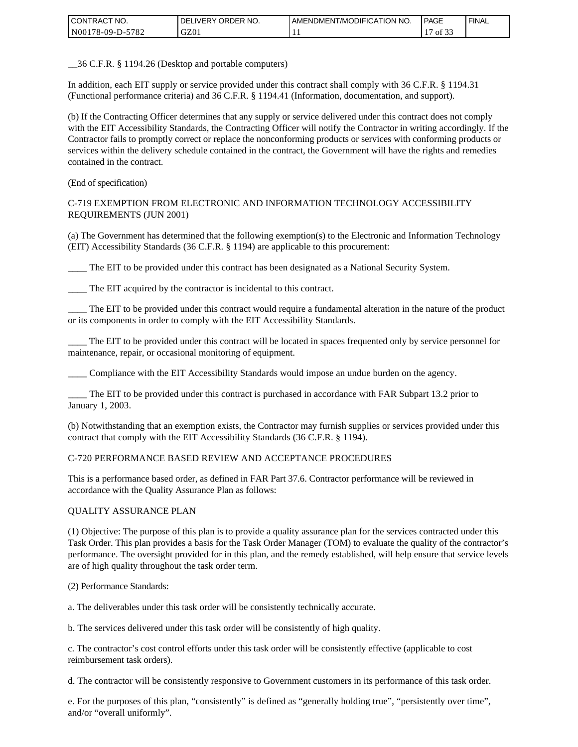__36 C.F.R. § 1194.26 (Desktop and portable computers)

In addition, each EIT supply or service provided under this contract shall comply with 36 C.F.R. § 1194.31 (Functional performance criteria) and 36 C.F.R. § 1194.41 (Information, documentation, and support).

(b) If the Contracting Officer determines that any supply or service delivered under this contract does not comply with the EIT Accessibility Standards, the Contracting Officer will notify the Contractor in writing accordingly. If the Contractor fails to promptly correct or replace the nonconforming products or services with conforming products or services within the delivery schedule contained in the contract, the Government will have the rights and remedies contained in the contract.

(End of specification)

C-719 EXEMPTION FROM ELECTRONIC AND INFORMATION TECHNOLOGY ACCESSIBILITY REQUIREMENTS (JUN 2001)

(a) The Government has determined that the following exemption(s) to the Electronic and Information Technology (EIT) Accessibility Standards (36 C.F.R. § 1194) are applicable to this procurement:

____ The EIT to be provided under this contract has been designated as a National Security System.

____ The EIT acquired by the contractor is incidental to this contract.

____ The EIT to be provided under this contract would require a fundamental alteration in the nature of the product or its components in order to comply with the EIT Accessibility Standards.

____ The EIT to be provided under this contract will be located in spaces frequented only by service personnel for maintenance, repair, or occasional monitoring of equipment.

____ Compliance with the EIT Accessibility Standards would impose an undue burden on the agency.

____ The EIT to be provided under this contract is purchased in accordance with FAR Subpart 13.2 prior to January 1, 2003.

(b) Notwithstanding that an exemption exists, the Contractor may furnish supplies or services provided under this contract that comply with the EIT Accessibility Standards (36 C.F.R. § 1194).

C-720 PERFORMANCE BASED REVIEW AND ACCEPTANCE PROCEDURES

This is a performance based order, as defined in FAR Part 37.6. Contractor performance will be reviewed in accordance with the Quality Assurance Plan as follows:

QUALITY ASSURANCE PLAN

(1) Objective: The purpose of this plan is to provide a quality assurance plan for the services contracted under this Task Order. This plan provides a basis for the Task Order Manager (TOM) to evaluate the quality of the contractor's performance. The oversight provided for in this plan, and the remedy established, will help ensure that service levels are of high quality throughout the task order term.

(2) Performance Standards:

a. The deliverables under this task order will be consistently technically accurate.

b. The services delivered under this task order will be consistently of high quality.

c. The contractor's cost control efforts under this task order will be consistently effective (applicable to cost reimbursement task orders).

d. The contractor will be consistently responsive to Government customers in its performance of this task order.

e. For the purposes of this plan, "consistently" is defined as "generally holding true", "persistently over time", and/or "overall uniformly".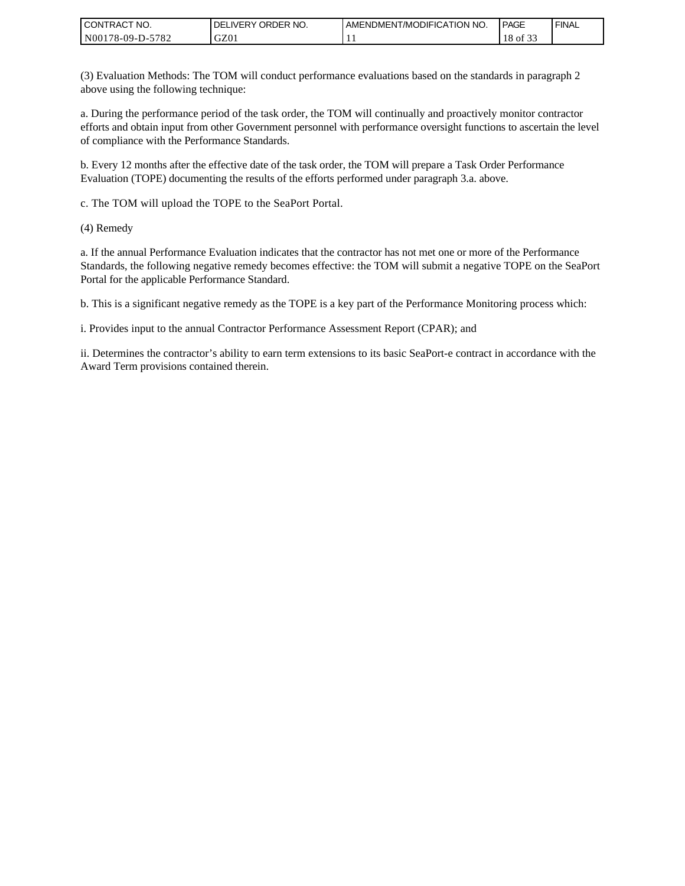(3) Evaluation Methods: The TOM will conduct performance evaluations based on the standards in paragraph 2 above using the following technique:

a. During the performance period of the task order, the TOM will continually and proactively monitor contractor efforts and obtain input from other Government personnel with performance oversight functions to ascertain the level of compliance with the Performance Standards.

b. Every 12 months after the effective date of the task order, the TOM will prepare a Task Order Performance Evaluation (TOPE) documenting the results of the efforts performed under paragraph 3.a. above.

c. The TOM will upload the TOPE to the SeaPort Portal.

(4) Remedy

a. If the annual Performance Evaluation indicates that the contractor has not met one or more of the Performance Standards, the following negative remedy becomes effective: the TOM will submit a negative TOPE on the SeaPort Portal for the applicable Performance Standard.

b. This is a significant negative remedy as the TOPE is a key part of the Performance Monitoring process which:

i. Provides input to the annual Contractor Performance Assessment Report (CPAR); and

ii. Determines the contractor's ability to earn term extensions to its basic SeaPort-e contract in accordance with the Award Term provisions contained therein.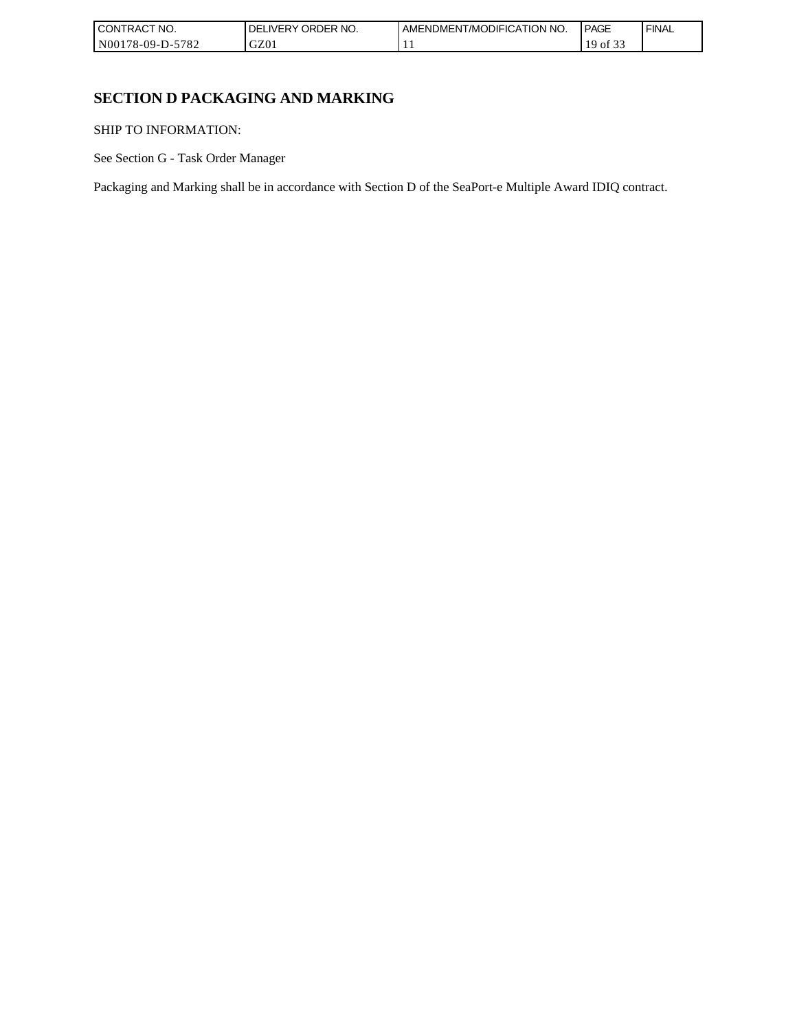# SECTION D PACKAGING AND MARKING

SHIP TO INFORMATION:

See Section G - Task Order Manager

Packaging and Marking shall be in accordance with Section D of the SeaPort-e Multiple Award IDIQ contract.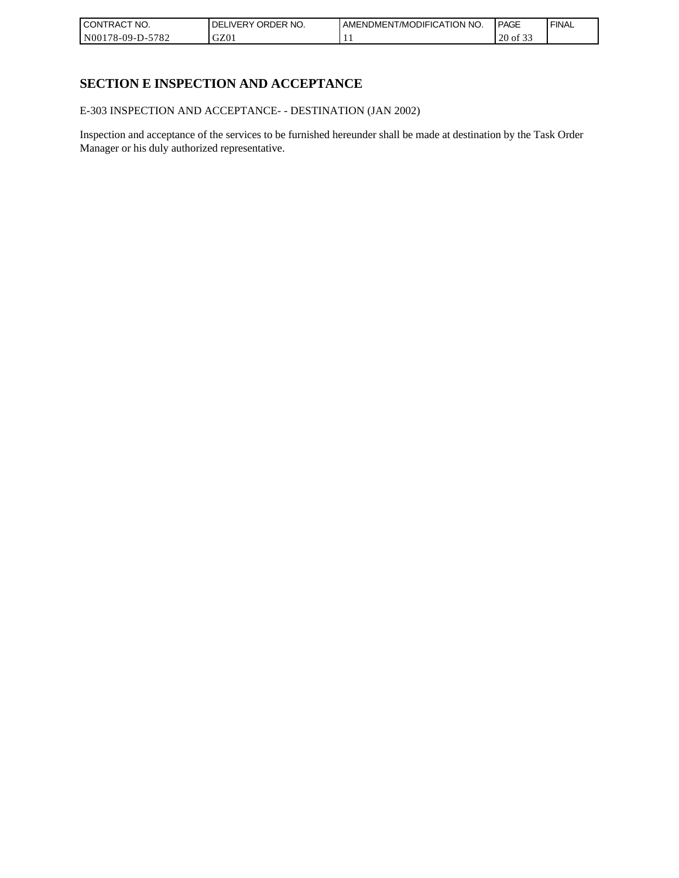# SECTION E INSPECTION AND ACCEPTANCE

E-303 INSPECTION AND ACCEPTANCE- - DESTINATION (JAN 2002)

Inspection and acceptance of the services to be furnished hereunder shall be made at destination by the Task Order Manager or his duly authorized representative.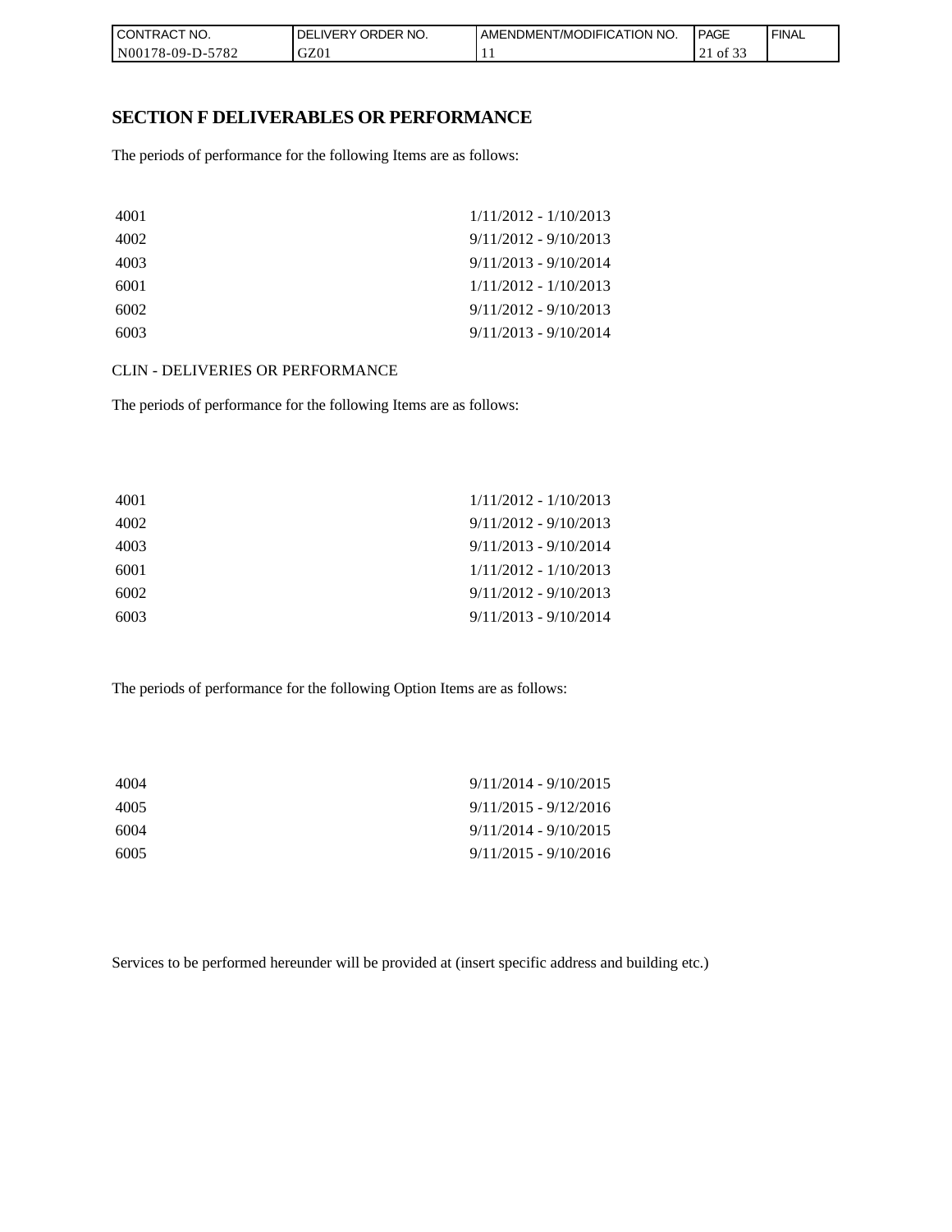## SECTION F DELIVERABLES OR PERFORMANCE

The periods of performance for the following Items are as follows:

| | |
|---|---|
| 4001 | 1/11/2012 - 1/10/2013 |
| 4002 | 9/11/2012 - 9/10/2013 |
| 4003 | 9/11/2013 - 9/10/2014 |
| 6001 | 1/11/2012 - 1/10/2013 |
| 6002 | 9/11/2012 - 9/10/2013 |
| 6003 | 9/11/2013 - 9/10/2014 |

CLIN - DELIVERIES OR PERFORMANCE

The periods of performance for the following Items are as follows:

| | |
|---|---|
| 4001 | 1/11/2012 - 1/10/2013 |
| 4002 | 9/11/2012 - 9/10/2013 |
| 4003 | 9/11/2013 - 9/10/2014 |
| 6001 | 1/11/2012 - 1/10/2013 |
| 6002 | 9/11/2012 - 9/10/2013 |
| 6003 | 9/11/2013 - 9/10/2014 |

The periods of performance for the following Option Items are as follows:

| | |
|---|---|
| 4004 | 9/11/2014 - 9/10/2015 |
| 4005 | 9/11/2015 - 9/12/2016 |
| 6004 | 9/11/2014 - 9/10/2015 |
| 6005 | 9/11/2015 - 9/10/2016 |

Services to be performed hereunder will be provided at (insert specific address and building etc.)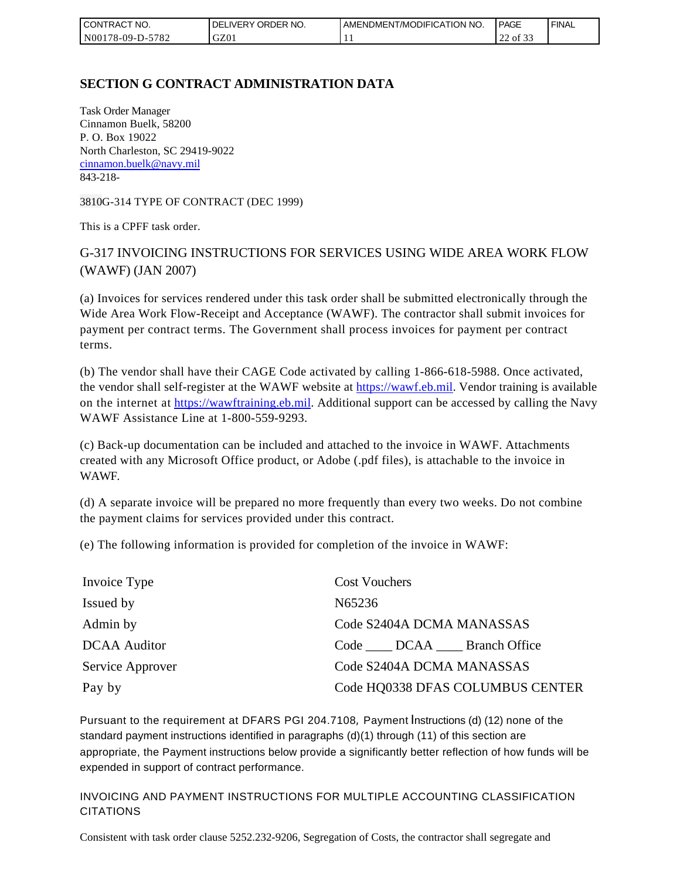## SECTION G CONTRACT ADMINISTRATION DATA

Task Order Manager
Cinnamon Buelk, 58200
P. O. Box 19022
North Charleston, SC 29419-9022
cinnamon.buelk@navy.mil
843-218-

3810G-314 TYPE OF CONTRACT (DEC 1999)

This is a CPFF task order.

### G-317 INVOICING INSTRUCTIONS FOR SERVICES USING WIDE AREA WORK FLOW (WAWF) (JAN 2007)

(a) Invoices for services rendered under this task order shall be submitted electronically through the Wide Area Work Flow-Receipt and Acceptance (WAWF). The contractor shall submit invoices for payment per contract terms. The Government shall process invoices for payment per contract terms.

(b) The vendor shall have their CAGE Code activated by calling 1-866-618-5988. Once activated, the vendor shall self-register at the WAWF website at https://wawf.eb.mil. Vendor training is available on the internet at https://wawftraining.eb.mil. Additional support can be accessed by calling the Navy WAWF Assistance Line at 1-800-559-9293.

(c) Back-up documentation can be included and attached to the invoice in WAWF. Attachments created with any Microsoft Office product, or Adobe (.pdf files), is attachable to the invoice in WAWF.

(d) A separate invoice will be prepared no more frequently than every two weeks. Do not combine the payment claims for services provided under this contract.

(e) The following information is provided for completion of the invoice in WAWF:

| | |
|---|---|
| Invoice Type | Cost Vouchers |
| Issued by | N65236 |
| Admin by | Code S2404A DCMA MANASSAS |
| DCAA Auditor | Code ____ DCAA ____ Branch Office |
| Service Approver | Code S2404A DCMA MANASSAS |
| Pay by | Code HQ0338 DFAS COLUMBUS CENTER |

Pursuant to the requirement at DFARS PGI 204.7108, Payment Instructions (d) (12) none of the standard payment instructions identified in paragraphs (d)(1) through (11) of this section are appropriate, the Payment instructions below provide a significantly better reflection of how funds will be expended in support of contract performance.

INVOICING AND PAYMENT INSTRUCTIONS FOR MULTIPLE ACCOUNTING CLASSIFICATION CITATIONS

Consistent with task order clause 5252.232-9206, Segregation of Costs, the contractor shall segregate and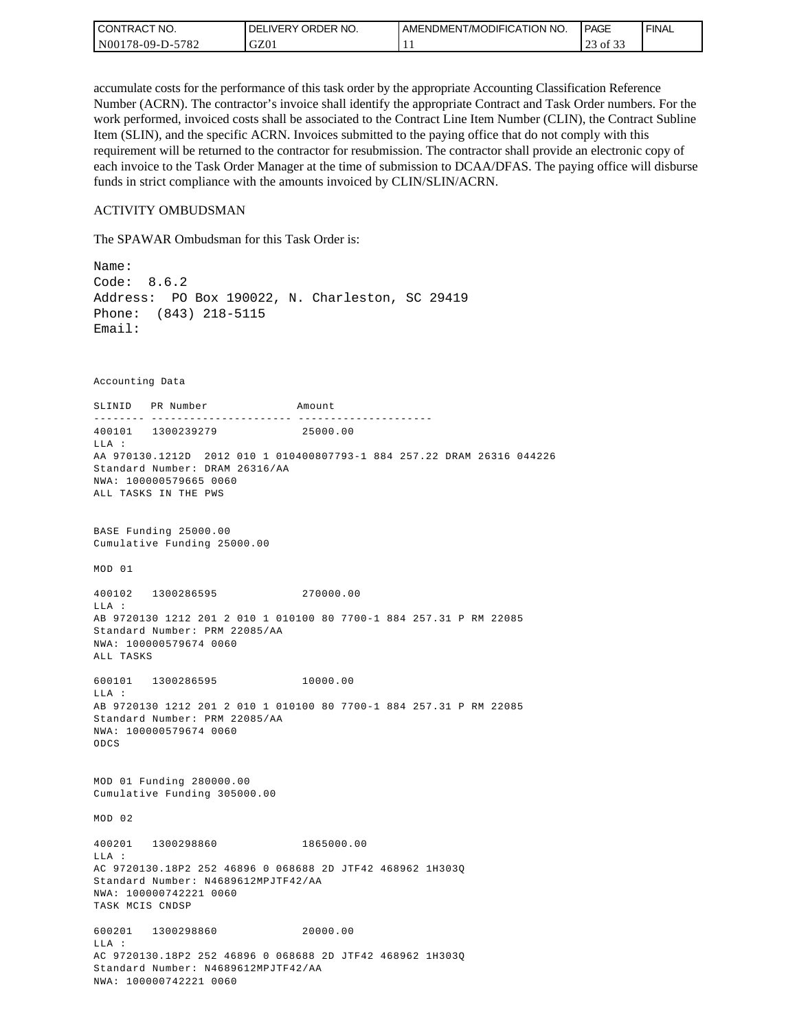accumulate costs for the performance of this task order by the appropriate Accounting Classification Reference Number (ACRN). The contractor's invoice shall identify the appropriate Contract and Task Order numbers. For the work performed, invoiced costs shall be associated to the Contract Line Item Number (CLIN), the Contract Subline Item (SLIN), and the specific ACRN. Invoices submitted to the paying office that do not comply with this requirement will be returned to the contractor for resubmission. The contractor shall provide an electronic copy of each invoice to the Task Order Manager at the time of submission to DCAA/DFAS. The paying office will disburse funds in strict compliance with the amounts invoiced by CLIN/SLIN/ACRN.

ACTIVITY OMBUDSMAN

The SPAWAR Ombudsman for this Task Order is:

```
Name:
Code:  8.6.2
Address:  PO Box 190022, N. Charleston, SC 29419
Phone:  (843) 218-5115
Email:
```

```
Accounting Data

SLINID   PR Number              Amount
-------- ---------------------- ---------------------
400101   1300239279              25000.00
LLA :
AA 970130.1212D  2012 010 1 010400807793-1 884 257.22 DRAM 26316 044226
Standard Number: DRAM 26316/AA
NWA: 100000579665 0060
ALL TASKS IN THE PWS


BASE Funding 25000.00
Cumulative Funding 25000.00

MOD 01

400102   1300286595              270000.00
LLA :
AB 9720130 1212 201 2 010 1 010100 80 7700-1 884 257.31 P RM 22085
Standard Number: PRM 22085/AA
NWA: 100000579674 0060
ALL TASKS

600101   1300286595              10000.00
LLA :
AB 9720130 1212 201 2 010 1 010100 80 7700-1 884 257.31 P RM 22085
Standard Number: PRM 22085/AA
NWA: 100000579674 0060
ODCS


MOD 01 Funding 280000.00
Cumulative Funding 305000.00

MOD 02

400201   1300298860              1865000.00
LLA :
AC 9720130.18P2 252 46896 0 068688 2D JTF42 468962 1H303Q
Standard Number: N4689612MPJTF42/AA
NWA: 100000742221 0060
TASK MCIS CNDSP

600201   1300298860              20000.00
LLA :
AC 9720130.18P2 252 46896 0 068688 2D JTF42 468962 1H303Q
Standard Number: N4689612MPJTF42/AA
NWA: 100000742221 0060
```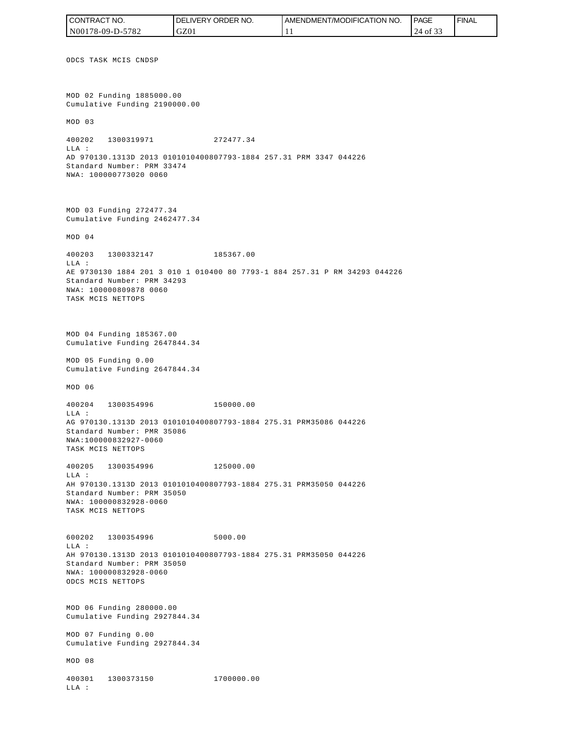ODCS TASK MCIS CNDSP

MOD 02 Funding 1885000.00
Cumulative Funding 2190000.00

MOD 03

400202   1300319971              272477.34
LLA :
AD 970130.1313D 2013 0101010400807793-1884 257.31 PRM 3347 044226
Standard Number: PRM 33474
NWA: 100000773020 0060

MOD 03 Funding 272477.34
Cumulative Funding 2462477.34

MOD 04

400203   1300332147              185367.00
LLA :
AE 9730130 1884 201 3 010 1 010400 80 7793-1 884 257.31 P RM 34293 044226
Standard Number: PRM 34293
NWA: 100000809878 0060
TASK MCIS NETTOPS

MOD 04 Funding 185367.00
Cumulative Funding 2647844.34

MOD 05 Funding 0.00
Cumulative Funding 2647844.34

MOD 06

400204   1300354996              150000.00
LLA :
AG 970130.1313D 2013 0101010400807793-1884 275.31 PRM35086 044226
Standard Number: PMR 35086
NWA:100000832927-0060
TASK MCIS NETTOPS

400205   1300354996              125000.00
LLA :
AH 970130.1313D 2013 0101010400807793-1884 275.31 PRM35050 044226
Standard Number: PRM 35050
NWA: 100000832928-0060
TASK MCIS NETTOPS

600202   1300354996              5000.00
LLA :
AH 970130.1313D 2013 0101010400807793-1884 275.31 PRM35050 044226
Standard Number: PRM 35050
NWA: 100000832928-0060
ODCS MCIS NETTOPS

MOD 06 Funding 280000.00
Cumulative Funding 2927844.34

MOD 07 Funding 0.00
Cumulative Funding 2927844.34

MOD 08

400301   1300373150              1700000.00
LLA :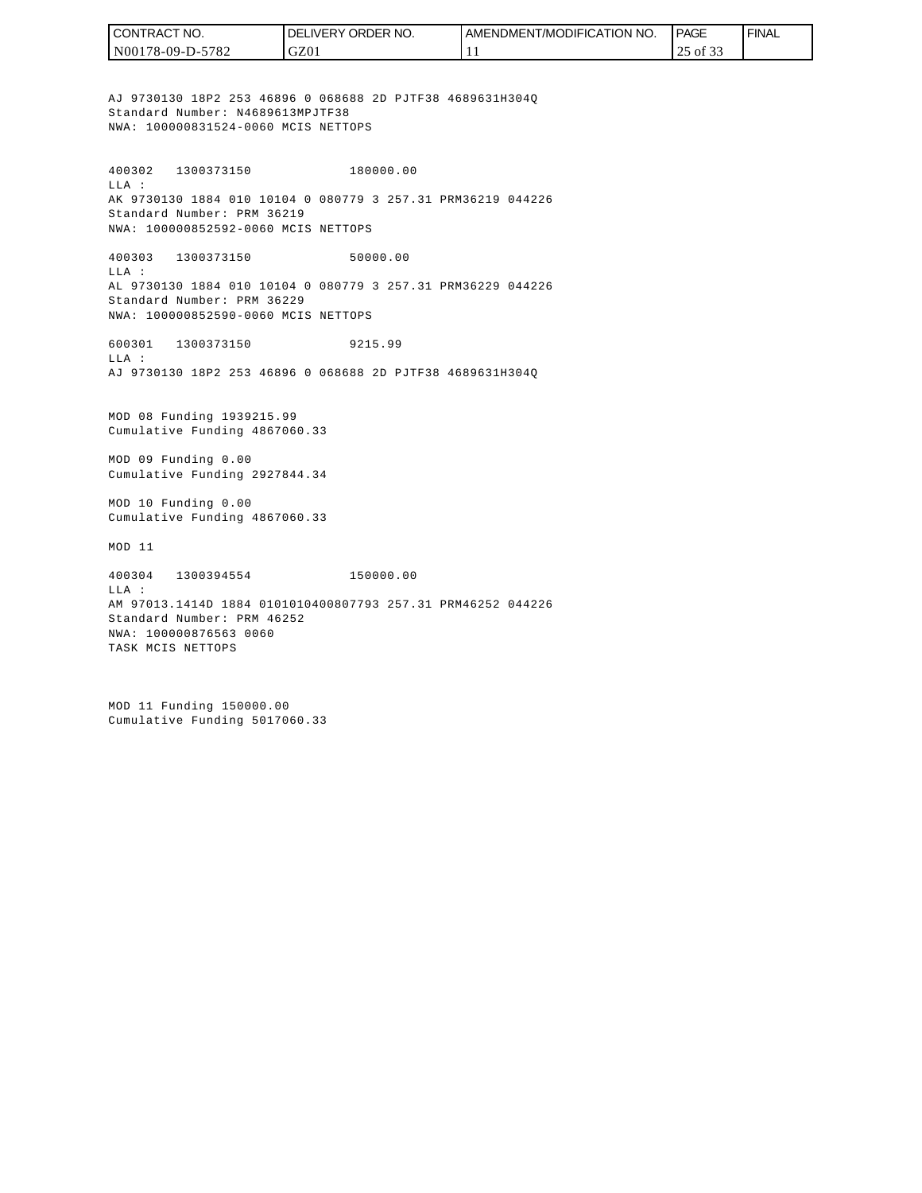AJ 9730130 18P2 253 46896 0 068688 2D PJTF38 4689631H304Q
Standard Number: N4689613MPJTF38
NWA: 100000831524-0060 MCIS NETTOPS

400302 1300373150 180000.00
LLA :
AK 9730130 1884 010 10104 0 080779 3 257.31 PRM36219 044226
Standard Number: PRM 36219
NWA: 100000852592-0060 MCIS NETTOPS

400303 1300373150 50000.00
LLA :
AL 9730130 1884 010 10104 0 080779 3 257.31 PRM36229 044226
Standard Number: PRM 36229
NWA: 100000852590-0060 MCIS NETTOPS

600301 1300373150 9215.99
LLA :
AJ 9730130 18P2 253 46896 0 068688 2D PJTF38 4689631H304Q

MOD 08 Funding 1939215.99
Cumulative Funding 4867060.33

MOD 09 Funding 0.00
Cumulative Funding 2927844.34

MOD 10 Funding 0.00
Cumulative Funding 4867060.33

MOD 11

400304 1300394554 150000.00
LLA :
AM 97013.1414D 1884 0101010400807793 257.31 PRM46252 044226
Standard Number: PRM 46252
NWA: 100000876563 0060
TASK MCIS NETTOPS

MOD 11 Funding 150000.00
Cumulative Funding 5017060.33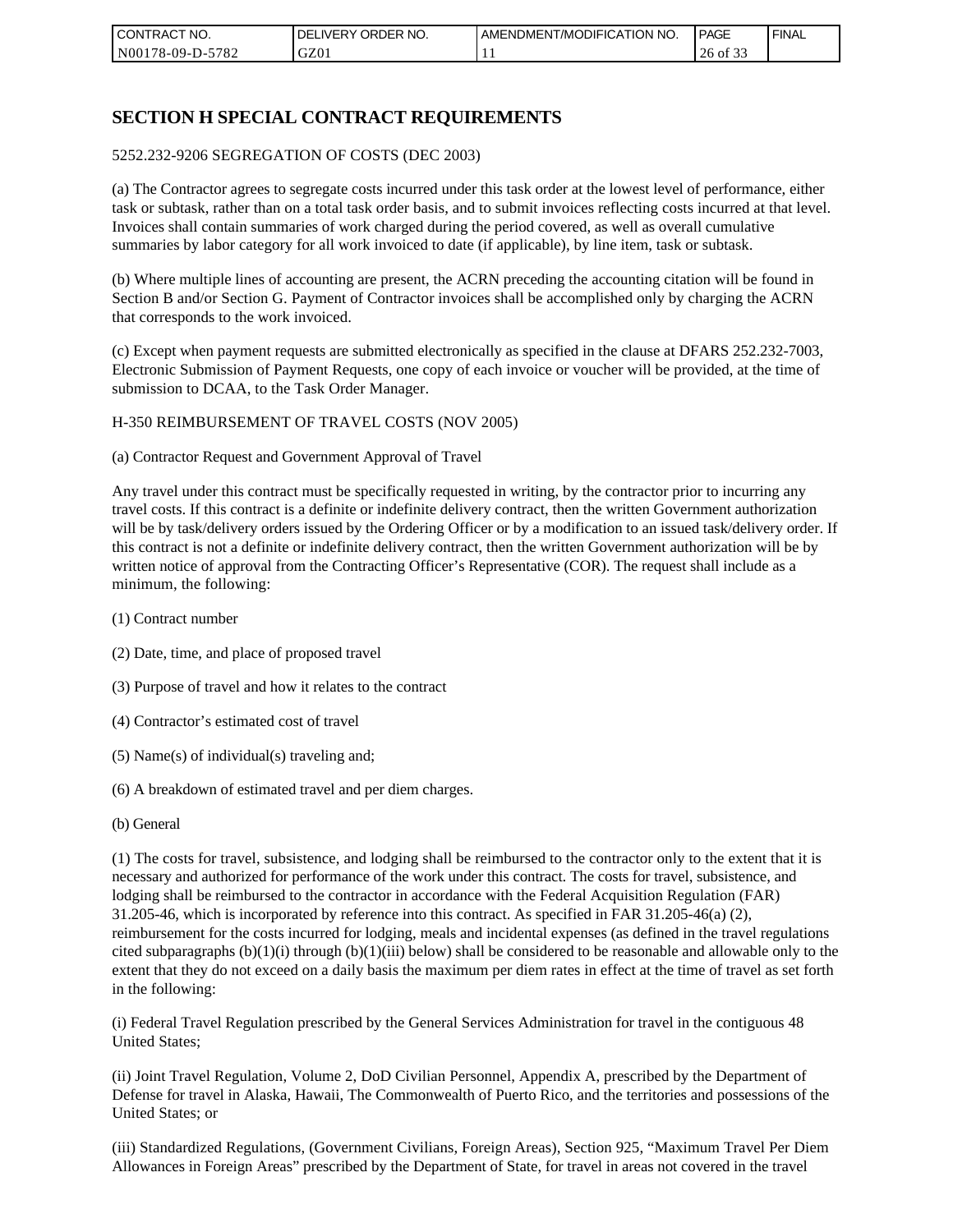# SECTION H SPECIAL CONTRACT REQUIREMENTS

5252.232-9206 SEGREGATION OF COSTS (DEC 2003)

(a) The Contractor agrees to segregate costs incurred under this task order at the lowest level of performance, either task or subtask, rather than on a total task order basis, and to submit invoices reflecting costs incurred at that level. Invoices shall contain summaries of work charged during the period covered, as well as overall cumulative summaries by labor category for all work invoiced to date (if applicable), by line item, task or subtask.

(b) Where multiple lines of accounting are present, the ACRN preceding the accounting citation will be found in Section B and/or Section G. Payment of Contractor invoices shall be accomplished only by charging the ACRN that corresponds to the work invoiced.

(c) Except when payment requests are submitted electronically as specified in the clause at DFARS 252.232-7003, Electronic Submission of Payment Requests, one copy of each invoice or voucher will be provided, at the time of submission to DCAA, to the Task Order Manager.

H-350 REIMBURSEMENT OF TRAVEL COSTS (NOV 2005)

(a) Contractor Request and Government Approval of Travel

Any travel under this contract must be specifically requested in writing, by the contractor prior to incurring any travel costs. If this contract is a definite or indefinite delivery contract, then the written Government authorization will be by task/delivery orders issued by the Ordering Officer or by a modification to an issued task/delivery order. If this contract is not a definite or indefinite delivery contract, then the written Government authorization will be by written notice of approval from the Contracting Officer's Representative (COR). The request shall include as a minimum, the following:

(1) Contract number

(2) Date, time, and place of proposed travel

(3) Purpose of travel and how it relates to the contract

(4) Contractor's estimated cost of travel

(5) Name(s) of individual(s) traveling and;

(6) A breakdown of estimated travel and per diem charges.

(b) General

(1) The costs for travel, subsistence, and lodging shall be reimbursed to the contractor only to the extent that it is necessary and authorized for performance of the work under this contract. The costs for travel, subsistence, and lodging shall be reimbursed to the contractor in accordance with the Federal Acquisition Regulation (FAR) 31.205-46, which is incorporated by reference into this contract. As specified in FAR 31.205-46(a) (2), reimbursement for the costs incurred for lodging, meals and incidental expenses (as defined in the travel regulations cited subparagraphs (b)(1)(i) through (b)(1)(iii) below) shall be considered to be reasonable and allowable only to the extent that they do not exceed on a daily basis the maximum per diem rates in effect at the time of travel as set forth in the following:

(i) Federal Travel Regulation prescribed by the General Services Administration for travel in the contiguous 48 United States;

(ii) Joint Travel Regulation, Volume 2, DoD Civilian Personnel, Appendix A, prescribed by the Department of Defense for travel in Alaska, Hawaii, The Commonwealth of Puerto Rico, and the territories and possessions of the United States; or

(iii) Standardized Regulations, (Government Civilians, Foreign Areas), Section 925, "Maximum Travel Per Diem Allowances in Foreign Areas" prescribed by the Department of State, for travel in areas not covered in the travel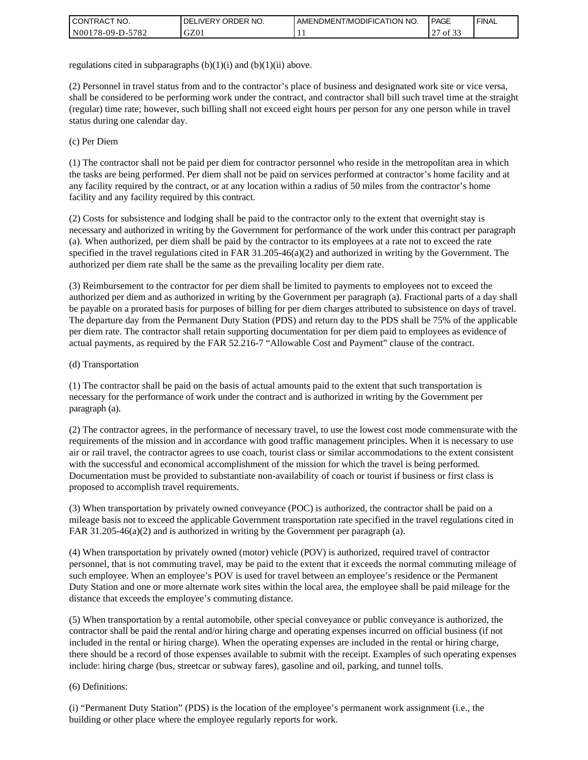regulations cited in subparagraphs (b)(1)(i) and (b)(1)(ii) above.

(2) Personnel in travel status from and to the contractor’s place of business and designated work site or vice versa, shall be considered to be performing work under the contract, and contractor shall bill such travel time at the straight (regular) time rate; however, such billing shall not exceed eight hours per person for any one person while in travel status during one calendar day.

(c) Per Diem

(1) The contractor shall not be paid per diem for contractor personnel who reside in the metropolitan area in which the tasks are being performed. Per diem shall not be paid on services performed at contractor’s home facility and at any facility required by the contract, or at any location within a radius of 50 miles from the contractor’s home facility and any facility required by this contract.

(2) Costs for subsistence and lodging shall be paid to the contractor only to the extent that overnight stay is necessary and authorized in writing by the Government for performance of the work under this contract per paragraph (a). When authorized, per diem shall be paid by the contractor to its employees at a rate not to exceed the rate specified in the travel regulations cited in FAR 31.205-46(a)(2) and authorized in writing by the Government. The authorized per diem rate shall be the same as the prevailing locality per diem rate.

(3) Reimbursement to the contractor for per diem shall be limited to payments to employees not to exceed the authorized per diem and as authorized in writing by the Government per paragraph (a). Fractional parts of a day shall be payable on a prorated basis for purposes of billing for per diem charges attributed to subsistence on days of travel. The departure day from the Permanent Duty Station (PDS) and return day to the PDS shall be 75% of the applicable per diem rate. The contractor shall retain supporting documentation for per diem paid to employees as evidence of actual payments, as required by the FAR 52.216-7 “Allowable Cost and Payment” clause of the contract.

(d) Transportation

(1) The contractor shall be paid on the basis of actual amounts paid to the extent that such transportation is necessary for the performance of work under the contract and is authorized in writing by the Government per paragraph (a).

(2) The contractor agrees, in the performance of necessary travel, to use the lowest cost mode commensurate with the requirements of the mission and in accordance with good traffic management principles. When it is necessary to use air or rail travel, the contractor agrees to use coach, tourist class or similar accommodations to the extent consistent with the successful and economical accomplishment of the mission for which the travel is being performed. Documentation must be provided to substantiate non-availability of coach or tourist if business or first class is proposed to accomplish travel requirements.

(3) When transportation by privately owned conveyance (POC) is authorized, the contractor shall be paid on a mileage basis not to exceed the applicable Government transportation rate specified in the travel regulations cited in FAR 31.205-46(a)(2) and is authorized in writing by the Government per paragraph (a).

(4) When transportation by privately owned (motor) vehicle (POV) is authorized, required travel of contractor personnel, that is not commuting travel, may be paid to the extent that it exceeds the normal commuting mileage of such employee. When an employee’s POV is used for travel between an employee’s residence or the Permanent Duty Station and one or more alternate work sites within the local area, the employee shall be paid mileage for the distance that exceeds the employee’s commuting distance.

(5) When transportation by a rental automobile, other special conveyance or public conveyance is authorized, the contractor shall be paid the rental and/or hiring charge and operating expenses incurred on official business (if not included in the rental or hiring charge). When the operating expenses are included in the rental or hiring charge, there should be a record of those expenses available to submit with the receipt. Examples of such operating expenses include: hiring charge (bus, streetcar or subway fares), gasoline and oil, parking, and tunnel tolls.

(6) Definitions:

(i) “Permanent Duty Station” (PDS) is the location of the employee’s permanent work assignment (i.e., the building or other place where the employee regularly reports for work.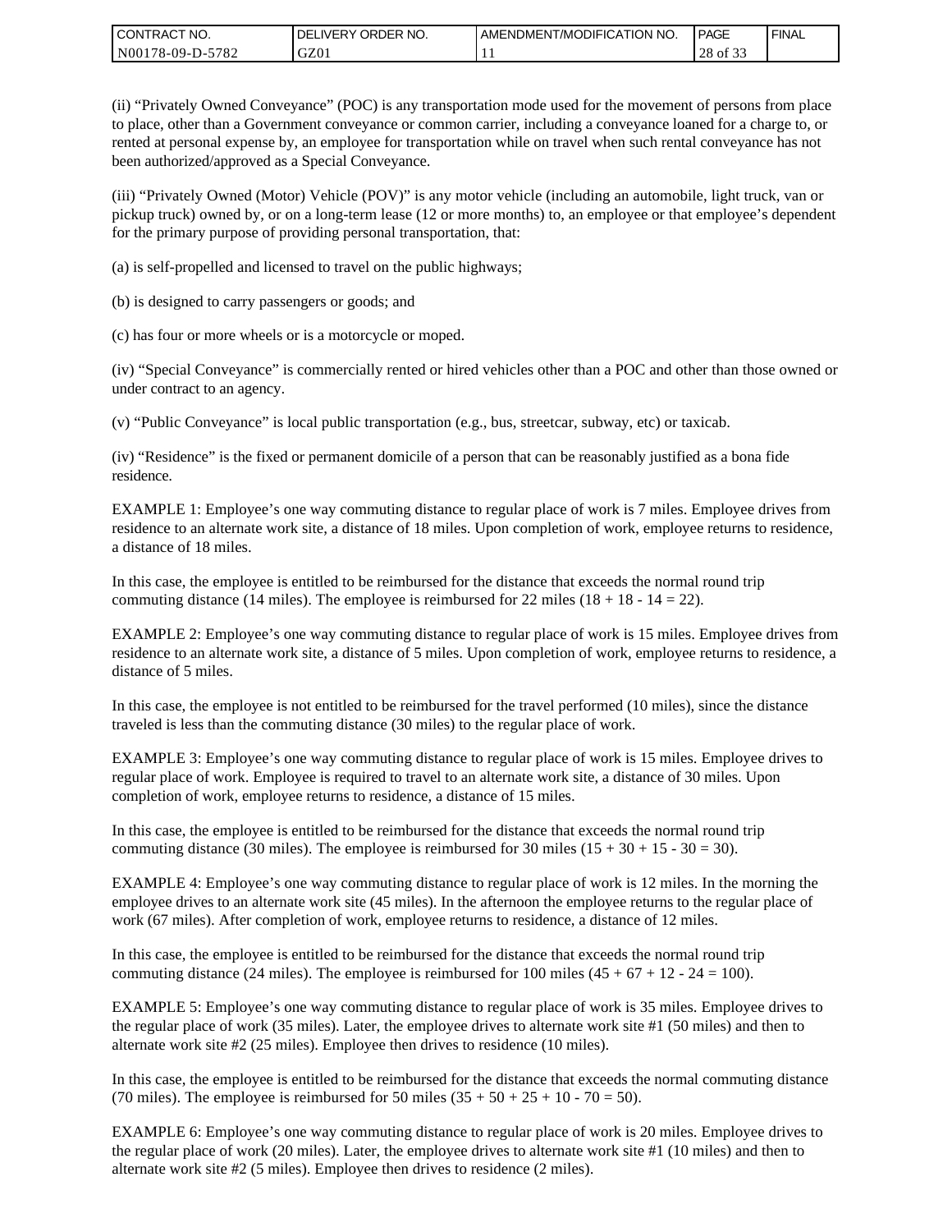(ii) “Privately Owned Conveyance” (POC) is any transportation mode used for the movement of persons from place to place, other than a Government conveyance or common carrier, including a conveyance loaned for a charge to, or rented at personal expense by, an employee for transportation while on travel when such rental conveyance has not been authorized/approved as a Special Conveyance.

(iii) “Privately Owned (Motor) Vehicle (POV)” is any motor vehicle (including an automobile, light truck, van or pickup truck) owned by, or on a long-term lease (12 or more months) to, an employee or that employee’s dependent for the primary purpose of providing personal transportation, that:

(a) is self-propelled and licensed to travel on the public highways;

(b) is designed to carry passengers or goods; and

(c) has four or more wheels or is a motorcycle or moped.

(iv) “Special Conveyance” is commercially rented or hired vehicles other than a POC and other than those owned or under contract to an agency.

(v) “Public Conveyance” is local public transportation (e.g., bus, streetcar, subway, etc) or taxicab.

(iv) “Residence” is the fixed or permanent domicile of a person that can be reasonably justified as a bona fide residence.

EXAMPLE 1: Employee’s one way commuting distance to regular place of work is 7 miles. Employee drives from residence to an alternate work site, a distance of 18 miles. Upon completion of work, employee returns to residence, a distance of 18 miles.

In this case, the employee is entitled to be reimbursed for the distance that exceeds the normal round trip commuting distance (14 miles). The employee is reimbursed for 22 miles (18 + 18 - 14 = 22).

EXAMPLE 2: Employee’s one way commuting distance to regular place of work is 15 miles. Employee drives from residence to an alternate work site, a distance of 5 miles. Upon completion of work, employee returns to residence, a distance of 5 miles.

In this case, the employee is not entitled to be reimbursed for the travel performed (10 miles), since the distance traveled is less than the commuting distance (30 miles) to the regular place of work.

EXAMPLE 3: Employee’s one way commuting distance to regular place of work is 15 miles. Employee drives to regular place of work. Employee is required to travel to an alternate work site, a distance of 30 miles. Upon completion of work, employee returns to residence, a distance of 15 miles.

In this case, the employee is entitled to be reimbursed for the distance that exceeds the normal round trip commuting distance (30 miles). The employee is reimbursed for 30 miles (15 + 30 + 15 - 30 = 30).

EXAMPLE 4: Employee’s one way commuting distance to regular place of work is 12 miles. In the morning the employee drives to an alternate work site (45 miles). In the afternoon the employee returns to the regular place of work (67 miles). After completion of work, employee returns to residence, a distance of 12 miles.

In this case, the employee is entitled to be reimbursed for the distance that exceeds the normal round trip commuting distance (24 miles). The employee is reimbursed for 100 miles (45 + 67 + 12 - 24 = 100).

EXAMPLE 5: Employee’s one way commuting distance to regular place of work is 35 miles. Employee drives to the regular place of work (35 miles). Later, the employee drives to alternate work site #1 (50 miles) and then to alternate work site #2 (25 miles). Employee then drives to residence (10 miles).

In this case, the employee is entitled to be reimbursed for the distance that exceeds the normal commuting distance (70 miles). The employee is reimbursed for 50 miles (35 + 50 + 25 + 10 - 70 = 50).

EXAMPLE 6: Employee’s one way commuting distance to regular place of work is 20 miles. Employee drives to the regular place of work (20 miles). Later, the employee drives to alternate work site #1 (10 miles) and then to alternate work site #2 (5 miles). Employee then drives to residence (2 miles).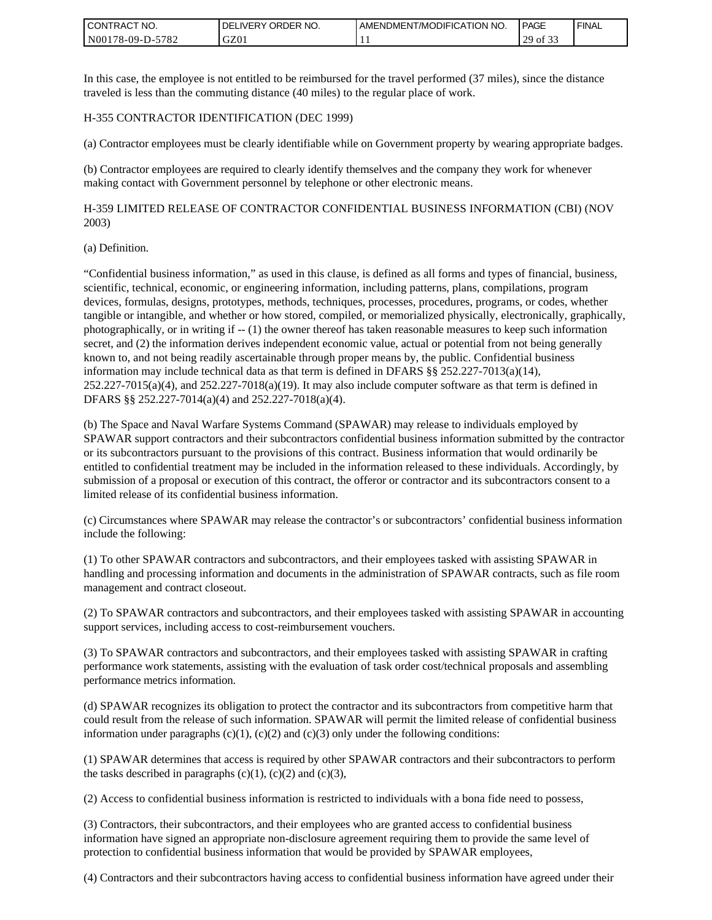In this case, the employee is not entitled to be reimbursed for the travel performed (37 miles), since the distance traveled is less than the commuting distance (40 miles) to the regular place of work.

H-355 CONTRACTOR IDENTIFICATION (DEC 1999)

(a) Contractor employees must be clearly identifiable while on Government property by wearing appropriate badges.

(b) Contractor employees are required to clearly identify themselves and the company they work for whenever making contact with Government personnel by telephone or other electronic means.

H-359 LIMITED RELEASE OF CONTRACTOR CONFIDENTIAL BUSINESS INFORMATION (CBI) (NOV 2003)

(a) Definition.

"Confidential business information," as used in this clause, is defined as all forms and types of financial, business, scientific, technical, economic, or engineering information, including patterns, plans, compilations, program devices, formulas, designs, prototypes, methods, techniques, processes, procedures, programs, or codes, whether tangible or intangible, and whether or how stored, compiled, or memorialized physically, electronically, graphically, photographically, or in writing if -- (1) the owner thereof has taken reasonable measures to keep such information secret, and (2) the information derives independent economic value, actual or potential from not being generally known to, and not being readily ascertainable through proper means by, the public. Confidential business information may include technical data as that term is defined in DFARS §§ 252.227-7013(a)(14), 252.227-7015(a)(4), and 252.227-7018(a)(19). It may also include computer software as that term is defined in DFARS §§ 252.227-7014(a)(4) and 252.227-7018(a)(4).

(b) The Space and Naval Warfare Systems Command (SPAWAR) may release to individuals employed by SPAWAR support contractors and their subcontractors confidential business information submitted by the contractor or its subcontractors pursuant to the provisions of this contract. Business information that would ordinarily be entitled to confidential treatment may be included in the information released to these individuals. Accordingly, by submission of a proposal or execution of this contract, the offeror or contractor and its subcontractors consent to a limited release of its confidential business information.

(c) Circumstances where SPAWAR may release the contractor's or subcontractors' confidential business information include the following:

(1) To other SPAWAR contractors and subcontractors, and their employees tasked with assisting SPAWAR in handling and processing information and documents in the administration of SPAWAR contracts, such as file room management and contract closeout.

(2) To SPAWAR contractors and subcontractors, and their employees tasked with assisting SPAWAR in accounting support services, including access to cost-reimbursement vouchers.

(3) To SPAWAR contractors and subcontractors, and their employees tasked with assisting SPAWAR in crafting performance work statements, assisting with the evaluation of task order cost/technical proposals and assembling performance metrics information.

(d) SPAWAR recognizes its obligation to protect the contractor and its subcontractors from competitive harm that could result from the release of such information. SPAWAR will permit the limited release of confidential business information under paragraphs (c)(1), (c)(2) and (c)(3) only under the following conditions:

(1) SPAWAR determines that access is required by other SPAWAR contractors and their subcontractors to perform the tasks described in paragraphs (c)(1), (c)(2) and (c)(3),

(2) Access to confidential business information is restricted to individuals with a bona fide need to possess,

(3) Contractors, their subcontractors, and their employees who are granted access to confidential business information have signed an appropriate non-disclosure agreement requiring them to provide the same level of protection to confidential business information that would be provided by SPAWAR employees,

(4) Contractors and their subcontractors having access to confidential business information have agreed under their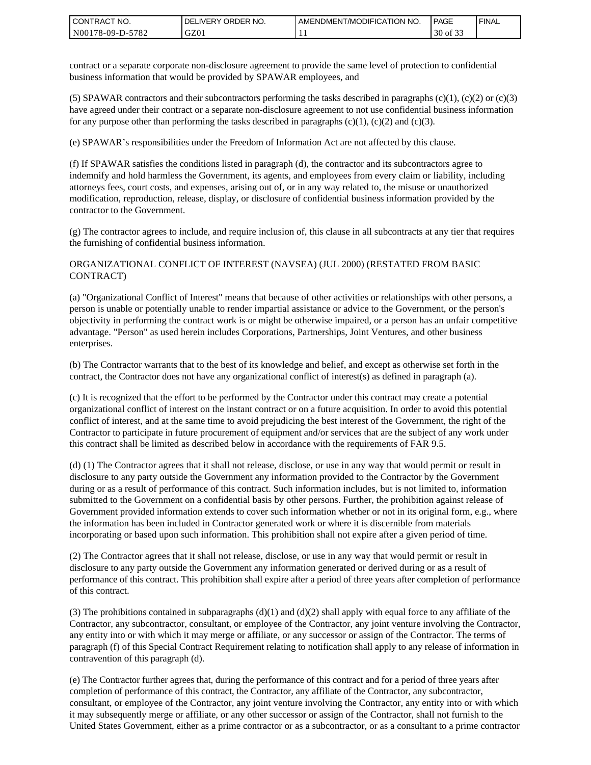contract or a separate corporate non-disclosure agreement to provide the same level of protection to confidential business information that would be provided by SPAWAR employees, and

(5) SPAWAR contractors and their subcontractors performing the tasks described in paragraphs (c)(1), (c)(2) or (c)(3) have agreed under their contract or a separate non-disclosure agreement to not use confidential business information for any purpose other than performing the tasks described in paragraphs (c)(1), (c)(2) and (c)(3).

(e) SPAWAR's responsibilities under the Freedom of Information Act are not affected by this clause.

(f) If SPAWAR satisfies the conditions listed in paragraph (d), the contractor and its subcontractors agree to indemnify and hold harmless the Government, its agents, and employees from every claim or liability, including attorneys fees, court costs, and expenses, arising out of, or in any way related to, the misuse or unauthorized modification, reproduction, release, display, or disclosure of confidential business information provided by the contractor to the Government.

(g) The contractor agrees to include, and require inclusion of, this clause in all subcontracts at any tier that requires the furnishing of confidential business information.

ORGANIZATIONAL CONFLICT OF INTEREST (NAVSEA) (JUL 2000) (RESTATED FROM BASIC CONTRACT)

(a) "Organizational Conflict of Interest" means that because of other activities or relationships with other persons, a person is unable or potentially unable to render impartial assistance or advice to the Government, or the person's objectivity in performing the contract work is or might be otherwise impaired, or a person has an unfair competitive advantage. "Person" as used herein includes Corporations, Partnerships, Joint Ventures, and other business enterprises.

(b) The Contractor warrants that to the best of its knowledge and belief, and except as otherwise set forth in the contract, the Contractor does not have any organizational conflict of interest(s) as defined in paragraph (a).

(c) It is recognized that the effort to be performed by the Contractor under this contract may create a potential organizational conflict of interest on the instant contract or on a future acquisition. In order to avoid this potential conflict of interest, and at the same time to avoid prejudicing the best interest of the Government, the right of the Contractor to participate in future procurement of equipment and/or services that are the subject of any work under this contract shall be limited as described below in accordance with the requirements of FAR 9.5.

(d) (1) The Contractor agrees that it shall not release, disclose, or use in any way that would permit or result in disclosure to any party outside the Government any information provided to the Contractor by the Government during or as a result of performance of this contract. Such information includes, but is not limited to, information submitted to the Government on a confidential basis by other persons. Further, the prohibition against release of Government provided information extends to cover such information whether or not in its original form, e.g., where the information has been included in Contractor generated work or where it is discernible from materials incorporating or based upon such information. This prohibition shall not expire after a given period of time.

(2) The Contractor agrees that it shall not release, disclose, or use in any way that would permit or result in disclosure to any party outside the Government any information generated or derived during or as a result of performance of this contract. This prohibition shall expire after a period of three years after completion of performance of this contract.

(3) The prohibitions contained in subparagraphs (d)(1) and (d)(2) shall apply with equal force to any affiliate of the Contractor, any subcontractor, consultant, or employee of the Contractor, any joint venture involving the Contractor, any entity into or with which it may merge or affiliate, or any successor or assign of the Contractor. The terms of paragraph (f) of this Special Contract Requirement relating to notification shall apply to any release of information in contravention of this paragraph (d).

(e) The Contractor further agrees that, during the performance of this contract and for a period of three years after completion of performance of this contract, the Contractor, any affiliate of the Contractor, any subcontractor, consultant, or employee of the Contractor, any joint venture involving the Contractor, any entity into or with which it may subsequently merge or affiliate, or any other successor or assign of the Contractor, shall not furnish to the United States Government, either as a prime contractor or as a subcontractor, or as a consultant to a prime contractor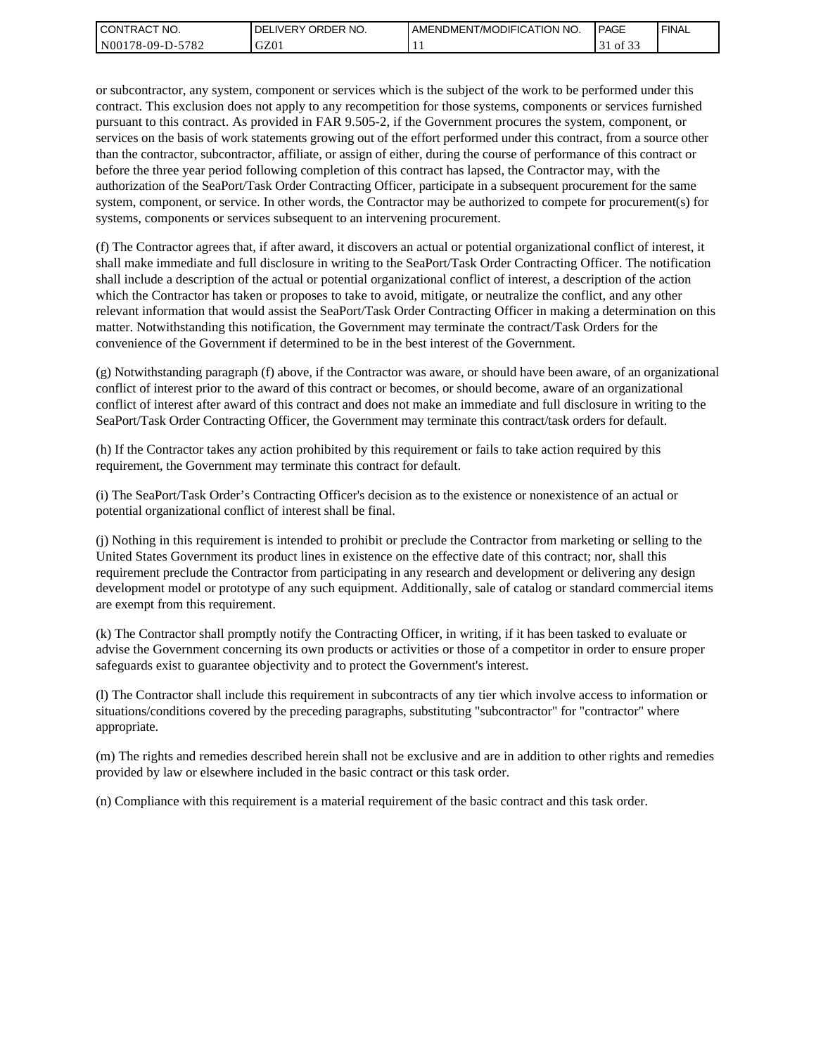or subcontractor, any system, component or services which is the subject of the work to be performed under this contract. This exclusion does not apply to any recompetition for those systems, components or services furnished pursuant to this contract. As provided in FAR 9.505-2, if the Government procures the system, component, or services on the basis of work statements growing out of the effort performed under this contract, from a source other than the contractor, subcontractor, affiliate, or assign of either, during the course of performance of this contract or before the three year period following completion of this contract has lapsed, the Contractor may, with the authorization of the SeaPort/Task Order Contracting Officer, participate in a subsequent procurement for the same system, component, or service. In other words, the Contractor may be authorized to compete for procurement(s) for systems, components or services subsequent to an intervening procurement.

(f) The Contractor agrees that, if after award, it discovers an actual or potential organizational conflict of interest, it shall make immediate and full disclosure in writing to the SeaPort/Task Order Contracting Officer. The notification shall include a description of the actual or potential organizational conflict of interest, a description of the action which the Contractor has taken or proposes to take to avoid, mitigate, or neutralize the conflict, and any other relevant information that would assist the SeaPort/Task Order Contracting Officer in making a determination on this matter. Notwithstanding this notification, the Government may terminate the contract/Task Orders for the convenience of the Government if determined to be in the best interest of the Government.

(g) Notwithstanding paragraph (f) above, if the Contractor was aware, or should have been aware, of an organizational conflict of interest prior to the award of this contract or becomes, or should become, aware of an organizational conflict of interest after award of this contract and does not make an immediate and full disclosure in writing to the SeaPort/Task Order Contracting Officer, the Government may terminate this contract/task orders for default.

(h) If the Contractor takes any action prohibited by this requirement or fails to take action required by this requirement, the Government may terminate this contract for default.

(i) The SeaPort/Task Order's Contracting Officer's decision as to the existence or nonexistence of an actual or potential organizational conflict of interest shall be final.

(j) Nothing in this requirement is intended to prohibit or preclude the Contractor from marketing or selling to the United States Government its product lines in existence on the effective date of this contract; nor, shall this requirement preclude the Contractor from participating in any research and development or delivering any design development model or prototype of any such equipment. Additionally, sale of catalog or standard commercial items are exempt from this requirement.

(k) The Contractor shall promptly notify the Contracting Officer, in writing, if it has been tasked to evaluate or advise the Government concerning its own products or activities or those of a competitor in order to ensure proper safeguards exist to guarantee objectivity and to protect the Government's interest.

(l) The Contractor shall include this requirement in subcontracts of any tier which involve access to information or situations/conditions covered by the preceding paragraphs, substituting "subcontractor" for "contractor" where appropriate.

(m) The rights and remedies described herein shall not be exclusive and are in addition to other rights and remedies provided by law or elsewhere included in the basic contract or this task order.

(n) Compliance with this requirement is a material requirement of the basic contract and this task order.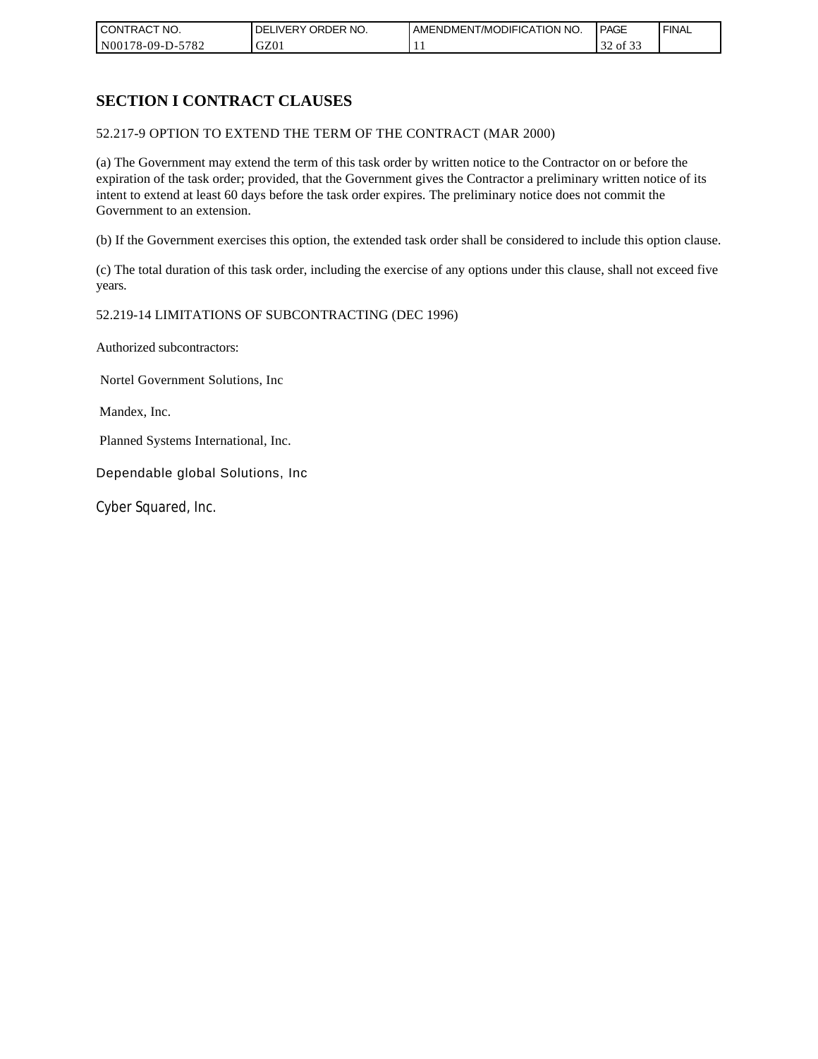# SECTION I CONTRACT CLAUSES

52.217-9 OPTION TO EXTEND THE TERM OF THE CONTRACT (MAR 2000)

(a) The Government may extend the term of this task order by written notice to the Contractor on or before the expiration of the task order; provided, that the Government gives the Contractor a preliminary written notice of its intent to extend at least 60 days before the task order expires. The preliminary notice does not commit the Government to an extension.

(b) If the Government exercises this option, the extended task order shall be considered to include this option clause.

(c) The total duration of this task order, including the exercise of any options under this clause, shall not exceed five years.

52.219-14 LIMITATIONS OF SUBCONTRACTING (DEC 1996)

Authorized subcontractors:

Nortel Government Solutions, Inc

Mandex, Inc.

Planned Systems International, Inc.

Dependable global Solutions, Inc

Cyber Squared, Inc.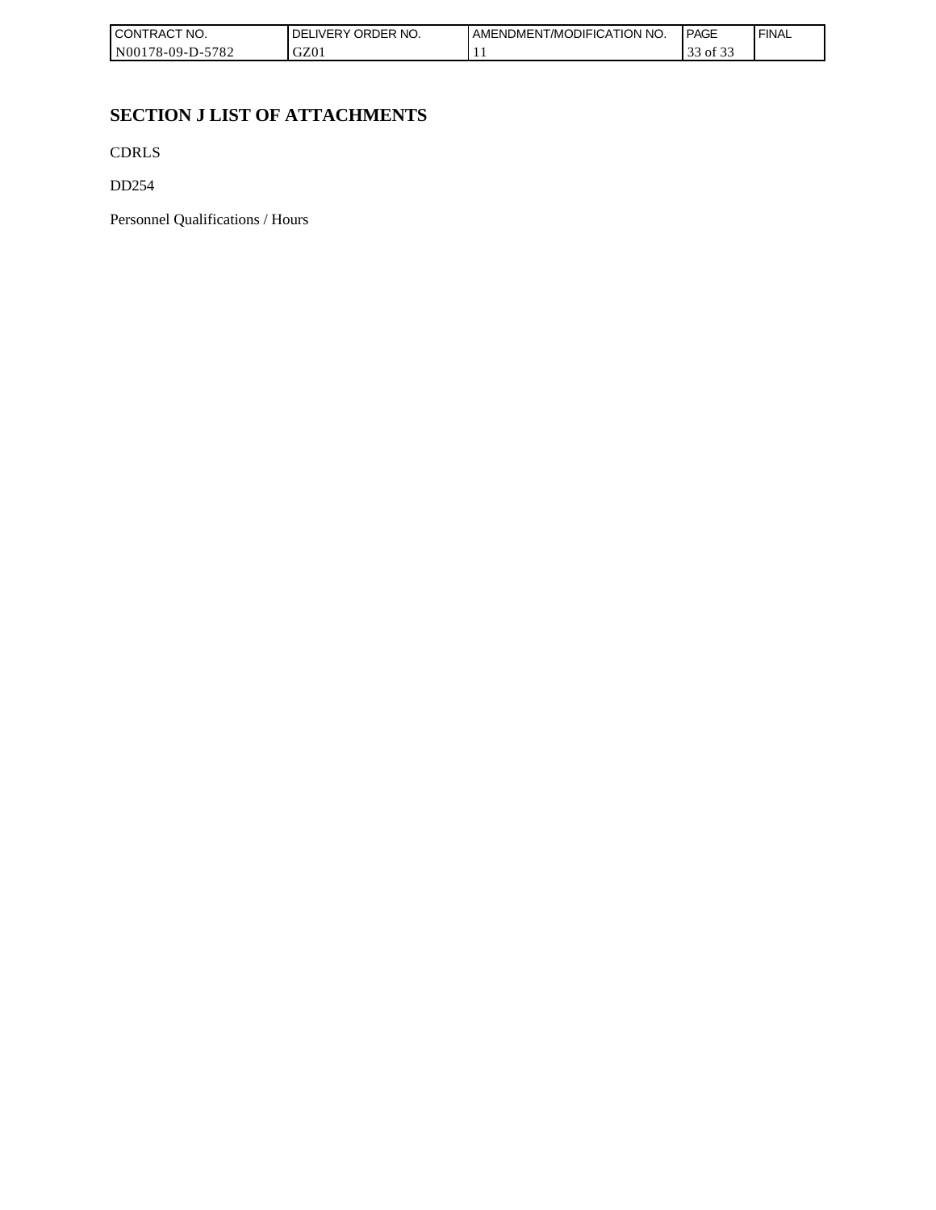## SECTION J LIST OF ATTACHMENTS

CDRLS

DD254

Personnel Qualifications / Hours